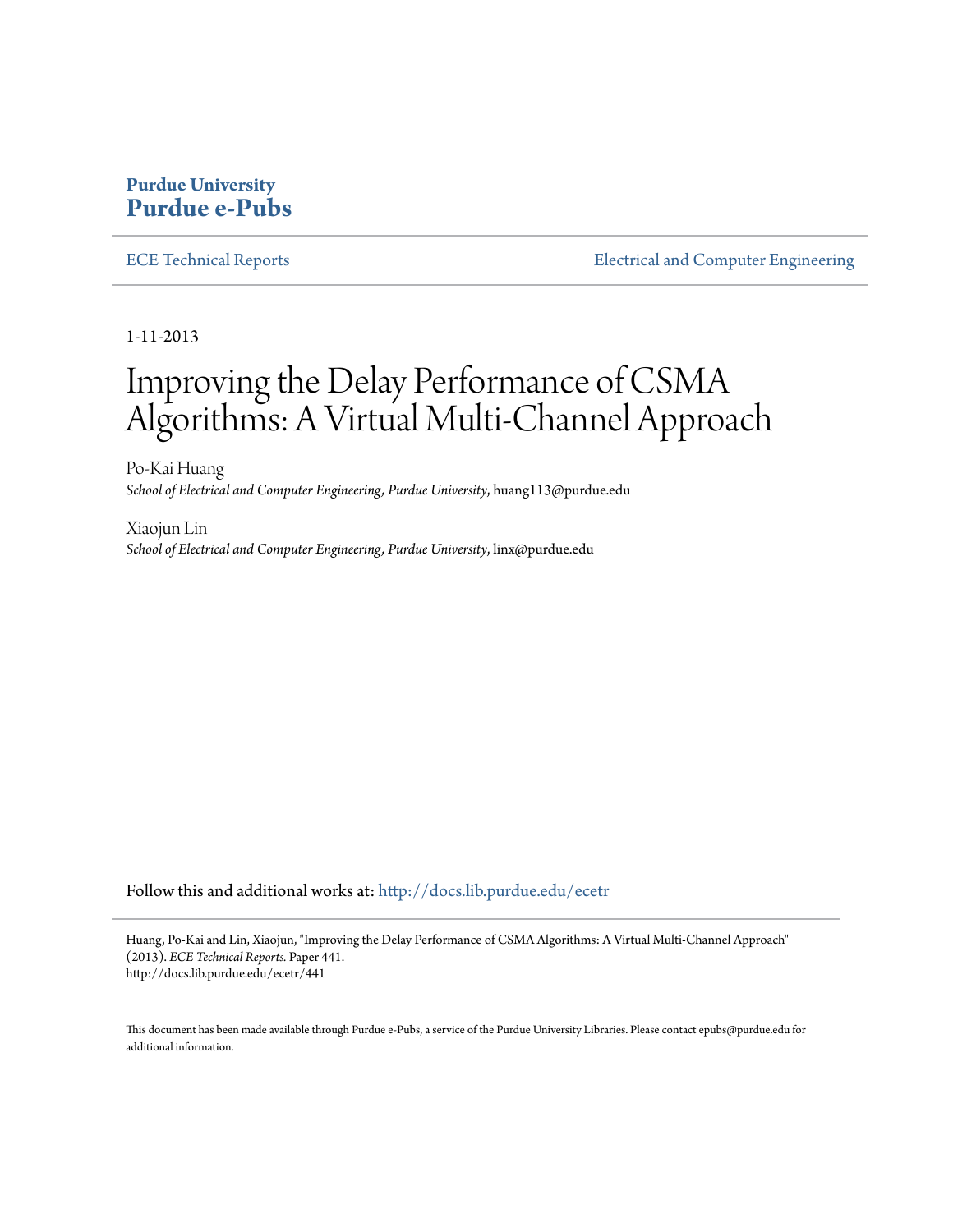**Purdue University**
**Purdue e-Pubs**

ECE Technical Reports Electrical and Computer Engineering

1-11-2013

# Improving the Delay Performance of CSMA Algorithms: A Virtual Multi-Channel Approach

Po-Kai Huang
*School of Electrical and Computer Engineering, Purdue University*, huang113@purdue.edu

Xiaojun Lin
*School of Electrical and Computer Engineering, Purdue University*, linx@purdue.edu

Follow this and additional works at: http://docs.lib.purdue.edu/ecetr

Huang, Po-Kai and Lin, Xiaojun, "Improving the Delay Performance of CSMA Algorithms: A Virtual Multi-Channel Approach" (2013). *ECE Technical Reports.* Paper 441.
http://docs.lib.purdue.edu/ecetr/441

This document has been made available through Purdue e-Pubs, a service of the Purdue University Libraries. Please contact epubs@purdue.edu for additional information.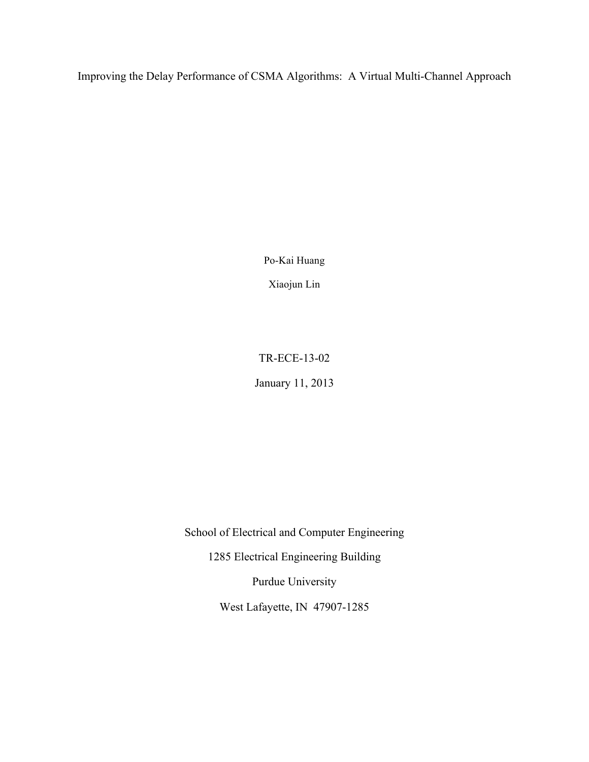# Improving the Delay Performance of CSMA Algorithms: A Virtual Multi-Channel Approach

Po-Kai Huang

Xiaojun Lin

TR-ECE-13-02

January 11, 2013

School of Electrical and Computer Engineering

1285 Electrical Engineering Building

Purdue University

West Lafayette, IN 47907-1285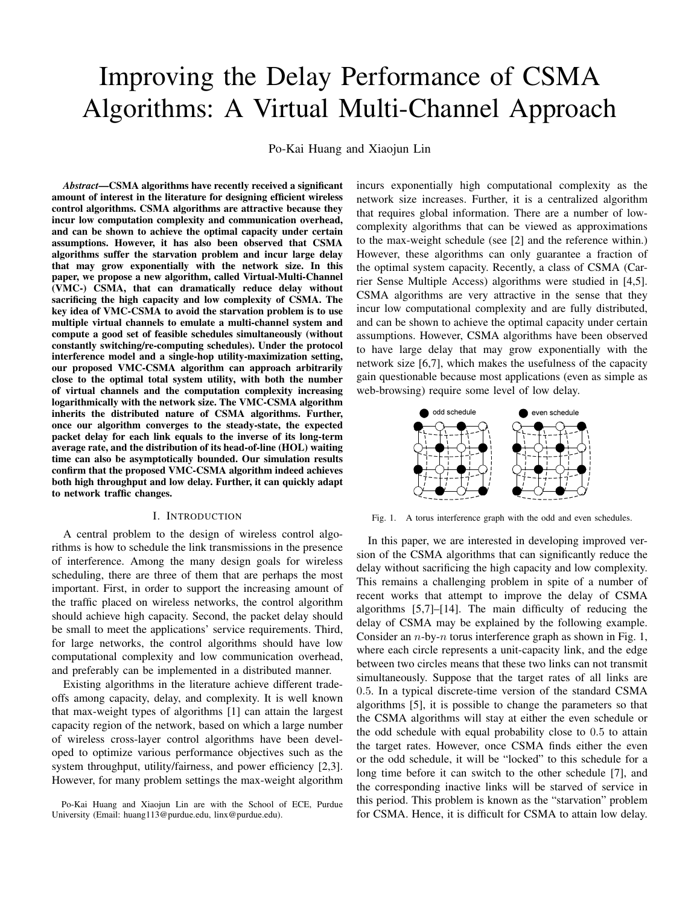# Improving the Delay Performance of CSMA Algorithms: A Virtual Multi-Channel Approach

Po-Kai Huang and Xiaojun Lin

***Abstract*—CSMA algorithms have recently received a significant amount of interest in the literature for designing efficient wireless control algorithms. CSMA algorithms are attractive because they incur low computation complexity and communication overhead, and can be shown to achieve the optimal capacity under certain assumptions. However, it has also been observed that CSMA algorithms suffer the starvation problem and incur large delay that may grow exponentially with the network size. In this paper, we propose a new algorithm, called Virtual-Multi-Channel (VMC-) CSMA, that can dramatically reduce delay without sacrificing the high capacity and low complexity of CSMA. The key idea of VMC-CSMA to avoid the starvation problem is to use multiple virtual channels to emulate a multi-channel system and compute a good set of feasible schedules simultaneously (without constantly switching/re-computing schedules). Under the protocol interference model and a single-hop utility-maximization setting, our proposed VMC-CSMA algorithm can approach arbitrarily close to the optimal total system utility, with both the number of virtual channels and the computation complexity increasing logarithmically with the network size. The VMC-CSMA algorithm inherits the distributed nature of CSMA algorithms. Further, once our algorithm converges to the steady-state, the expected packet delay for each link equals to the inverse of its long-term average rate, and the distribution of its head-of-line (HOL) waiting time can also be asymptotically bounded. Our simulation results confirm that the proposed VMC-CSMA algorithm indeed achieves both high throughput and low delay. Further, it can quickly adapt to network traffic changes.**

## I. Introduction

A central problem to the design of wireless control algorithms is how to schedule the link transmissions in the presence of interference. Among the many design goals for wireless scheduling, there are three of them that are perhaps the most important. First, in order to support the increasing amount of the traffic placed on wireless networks, the control algorithm should achieve high capacity. Second, the packet delay should be small to meet the applications' service requirements. Third, for large networks, the control algorithms should have low computational complexity and low communication overhead, and preferably can be implemented in a distributed manner.

Existing algorithms in the literature achieve different tradeoffs among capacity, delay, and complexity. It is well known that max-weight types of algorithms [1] can attain the largest capacity region of the network, based on which a large number of wireless cross-layer control algorithms have been developed to optimize various performance objectives such as the system throughput, utility/fairness, and power efficiency [2,3]. However, for many problem settings the max-weight algorithm incurs exponentially high computational complexity as the network size increases. Further, it is a centralized algorithm that requires global information. There are a number of low-complexity algorithms that can be viewed as approximations to the max-weight schedule (see [2] and the reference within.) However, these algorithms can only guarantee a fraction of the optimal system capacity. Recently, a class of CSMA (Carrier Sense Multiple Access) algorithms were studied in [4,5]. CSMA algorithms are very attractive in the sense that they incur low computational complexity and are fully distributed, and can be shown to achieve the optimal capacity under certain assumptions. However, CSMA algorithms have been observed to have large delay that may grow exponentially with the network size [6,7], which makes the usefulness of the capacity gain questionable because most applications (even as simple as web-browsing) require some level of low delay.

odd schedule

even schedule

Fig. 1. A torus interference graph with the odd and even schedules.

In this paper, we are interested in developing improved version of the CSMA algorithms that can significantly reduce the delay without sacrificing the high capacity and low complexity. This remains a challenging problem in spite of a number of recent works that attempt to improve the delay of CSMA algorithms [5,7]–[14]. The main difficulty of reducing the delay of CSMA may be explained by the following example. Consider an $n$-by-$n$ torus interference graph as shown in Fig. 1, where each circle represents a unit-capacity link, and the edge between two circles means that these two links can not transmit simultaneously. Suppose that the target rates of all links are $0.5$. In a typical discrete-time version of the standard CSMA algorithms [5], it is possible to change the parameters so that the CSMA algorithms will stay at either the even schedule or the odd schedule with equal probability close to $0.5$ to attain the target rates. However, once CSMA finds either the even or the odd schedule, it will be "locked" to this schedule for a long time before it can switch to the other schedule [7], and the corresponding inactive links will be starved of service in this period. This problem is known as the "starvation" problem for CSMA. Hence, it is difficult for CSMA to attain low delay.

Po-Kai Huang and Xiaojun Lin are with the School of ECE, Purdue University (Email: huang113@purdue.edu, linx@purdue.edu).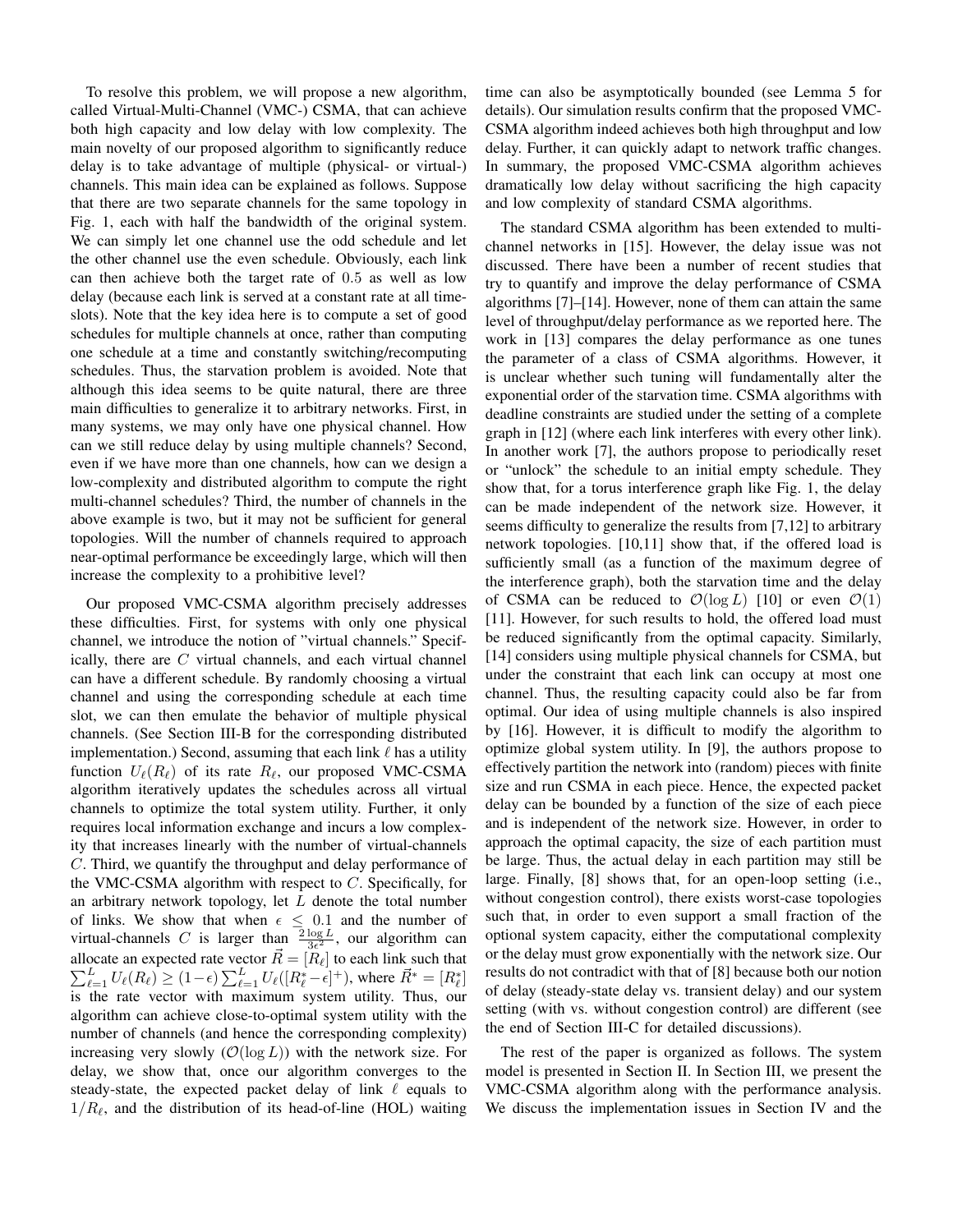To resolve this problem, we will propose a new algorithm, called Virtual-Multi-Channel (VMC-) CSMA, that can achieve both high capacity and low delay with low complexity. The main novelty of our proposed algorithm to significantly reduce delay is to take advantage of multiple (physical- or virtual-) channels. This main idea can be explained as follows. Suppose that there are two separate channels for the same topology in Fig. 1, each with half the bandwidth of the original system. We can simply let one channel use the odd schedule and let the other channel use the even schedule. Obviously, each link can then achieve both the target rate of $0.5$ as well as low delay (because each link is served at a constant rate at all time-slots). Note that the key idea here is to compute a set of good schedules for multiple channels at once, rather than computing one schedule at a time and constantly switching/recomputing schedules. Thus, the starvation problem is avoided. Note that although this idea seems to be quite natural, there are three main difficulties to generalize it to arbitrary networks. First, in many systems, we may only have one physical channel. How can we still reduce delay by using multiple channels? Second, even if we have more than one channels, how can we design a low-complexity and distributed algorithm to compute the right multi-channel schedules? Third, the number of channels in the above example is two, but it may not be sufficient for general topologies. Will the number of channels required to approach near-optimal performance be exceedingly large, which will then increase the complexity to a prohibitive level?

Our proposed VMC-CSMA algorithm precisely addresses these difficulties. First, for systems with only one physical channel, we introduce the notion of "virtual channels." Specifically, there are $C$ virtual channels, and each virtual channel can have a different schedule. By randomly choosing a virtual channel and using the corresponding schedule at each time slot, we can then emulate the behavior of multiple physical channels. (See Section III-B for the corresponding distributed implementation.) Second, assuming that each link $\ell$ has a utility function $U_\ell(R_\ell)$ of its rate $R_\ell$, our proposed VMC-CSMA algorithm iteratively updates the schedules across all virtual channels to optimize the total system utility. Further, it only requires local information exchange and incurs a low complexity that increases linearly with the number of virtual-channels $C$. Third, we quantify the throughput and delay performance of the VMC-CSMA algorithm with respect to $C$. Specifically, for an arbitrary network topology, let $L$ denote the total number of links. We show that when $\epsilon \leq 0.1$ and the number of virtual-channels $C$ is larger than $\frac{2\log L}{3\epsilon^2}$, our algorithm can allocate an expected rate vector $\vec{R} = [R_\ell]$ to each link such that $\sum_{\ell=1}^{L} U_\ell(R_\ell) \geq (1-\epsilon)\sum_{\ell=1}^{L} U_\ell([R_\ell^* - \epsilon]^+)$, where $\vec{R}^* = [R_\ell^*]$ is the rate vector with maximum system utility. Thus, our algorithm can achieve close-to-optimal system utility with the number of channels (and hence the corresponding complexity) increasing very slowly ($\mathcal{O}(\log L)$) with the network size. For delay, we show that, once our algorithm converges to the steady-state, the expected packet delay of link $\ell$ equals to $1/R_\ell$, and the distribution of its head-of-line (HOL) waiting time can also be asymptotically bounded (see Lemma 5 for details). Our simulation results confirm that the proposed VMC-CSMA algorithm indeed achieves both high throughput and low delay. Further, it can quickly adapt to network traffic changes. In summary, the proposed VMC-CSMA algorithm achieves dramatically low delay without sacrificing the high capacity and low complexity of standard CSMA algorithms.

The standard CSMA algorithm has been extended to multi-channel networks in [15]. However, the delay issue was not discussed. There have been a number of recent studies that try to quantify and improve the delay performance of CSMA algorithms [7]–[14]. However, none of them can attain the same level of throughput/delay performance as we reported here. The work in [13] compares the delay performance as one tunes the parameter of a class of CSMA algorithms. However, it is unclear whether such tuning will fundamentally alter the exponential order of the starvation time. CSMA algorithms with deadline constraints are studied under the setting of a complete graph in [12] (where each link interferes with every other link). In another work [7], the authors propose to periodically reset or "unlock" the schedule to an initial empty schedule. They show that, for a torus interference graph like Fig. 1, the delay can be made independent of the network size. However, it seems difficulty to generalize the results from [7,12] to arbitrary network topologies. [10,11] show that, if the offered load is sufficiently small (as a function of the maximum degree of the interference graph), both the starvation time and the delay of CSMA can be reduced to $\mathcal{O}(\log L)$ [10] or even $\mathcal{O}(1)$ [11]. However, for such results to hold, the offered load must be reduced significantly from the optimal capacity. Similarly, [14] considers using multiple physical channels for CSMA, but under the constraint that each link can occupy at most one channel. Thus, the resulting capacity could also be far from optimal. Our idea of using multiple channels is also inspired by [16]. However, it is difficult to modify the algorithm to optimize global system utility. In [9], the authors propose to effectively partition the network into (random) pieces with finite size and run CSMA in each piece. Hence, the expected packet delay can be bounded by a function of the size of each piece and is independent of the network size. However, in order to approach the optimal capacity, the size of each partition must be large. Thus, the actual delay in each partition may still be large. Finally, [8] shows that, for an open-loop setting (i.e., without congestion control), there exists worst-case topologies such that, in order to even support a small fraction of the optional system capacity, either the computational complexity or the delay must grow exponentially with the network size. Our results do not contradict with that of [8] because both our notion of delay (steady-state delay vs. transient delay) and our system setting (with vs. without congestion control) are different (see the end of Section III-C for detailed discussions).

The rest of the paper is organized as follows. The system model is presented in Section II. In Section III, we present the VMC-CSMA algorithm along with the performance analysis. We discuss the implementation issues in Section IV and the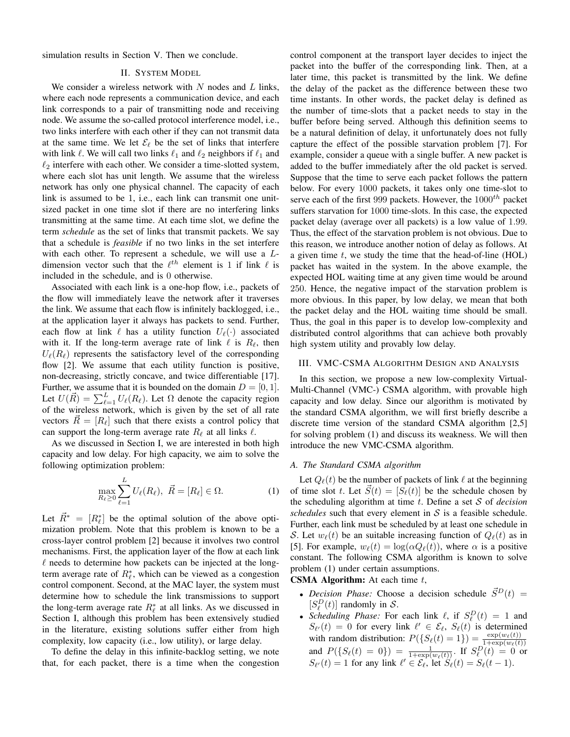simulation results in Section V. Then we conclude.

## II. System Model

We consider a wireless network with $N$ nodes and $L$ links, where each node represents a communication device, and each link corresponds to a pair of transmitting node and receiving node. We assume the so-called protocol interference model, i.e., two links interfere with each other if they can not transmit data at the same time. We let $\mathcal{E}_\ell$ be the set of links that interfere with link $\ell$. We will call two links $\ell_1$ and $\ell_2$ neighbors if $\ell_1$ and $\ell_2$ interfere with each other. We consider a time-slotted system, where each slot has unit length. We assume that the wireless network has only one physical channel. The capacity of each link is assumed to be 1, i.e., each link can transmit one unit-sized packet in one time slot if there are no interfering links transmitting at the same time. At each time slot, we define the term *schedule* as the set of links that transmit packets. We say that a schedule is *feasible* if no two links in the set interfere with each other. To represent a schedule, we will use a $L$-dimension vector such that the $\ell^{th}$ element is 1 if link $\ell$ is included in the schedule, and is 0 otherwise.

Associated with each link is a one-hop flow, i.e., packets of the flow will immediately leave the network after it traverses the link. We assume that each flow is infinitely backlogged, i.e., at the application layer it always has packets to send. Further, each flow at link $\ell$ has a utility function $U_\ell(\cdot)$ associated with it. If the long-term average rate of link $\ell$ is $R_\ell$, then $U_\ell(R_\ell)$ represents the satisfactory level of the corresponding flow [2]. We assume that each utility function is positive, non-decreasing, strictly concave, and twice differentiable [17]. Further, we assume that it is bounded on the domain $D = [0, 1]$. Let $U(\vec{R}) = \sum_{\ell=1}^{L} U_\ell(R_\ell)$. Let $\Omega$ denote the capacity region of the wireless network, which is given by the set of all rate vectors $\vec{R} = [R_\ell]$ such that there exists a control policy that can support the long-term average rate $R_\ell$ at all links $\ell$.

As we discussed in Section I, we are interested in both high capacity and low delay. For high capacity, we aim to solve the following optimization problem:

$$\max_{R_\ell \geq 0} \sum_{\ell=1}^{L} U_\ell(R_\ell), \ \ \vec{R} = [R_\ell] \in \Omega. \tag{1}$$

Let $\vec{R}^* = [R_\ell^*]$ be the optimal solution of the above optimization problem. Note that this problem is known to be a cross-layer control problem [2] because it involves two control mechanisms. First, the application layer of the flow at each link $\ell$ needs to determine how packets can be injected at the long-term average rate of $R_\ell^*$, which can be viewed as a congestion control component. Second, at the MAC layer, the system must determine how to schedule the link transmissions to support the long-term average rate $R_\ell^*$ at all links. As we discussed in Section I, although this problem has been extensively studied in the literature, existing solutions suffer either from high complexity, low capacity (i.e., low utility), or large delay.

To define the delay in this infinite-backlog setting, we note that, for each packet, there is a time when the congestion control component at the transport layer decides to inject the packet into the buffer of the corresponding link. Then, at a later time, this packet is transmitted by the link. We define the delay of the packet as the difference between these two time instants. In other words, the packet delay is defined as the number of time-slots that a packet needs to stay in the buffer before being served. Although this definition seems to be a natural definition of delay, it unfortunately does not fully capture the effect of the possible starvation problem [7]. For example, consider a queue with a single buffer. A new packet is added to the buffer immediately after the old packet is served. Suppose that the time to serve each packet follows the pattern below. For every 1000 packets, it takes only one time-slot to serve each of the first 999 packets. However, the $1000^{th}$ packet suffers starvation for 1000 time-slots. In this case, the expected packet delay (average over all packets) is a low value of 1.99. Thus, the effect of the starvation problem is not obvious. Due to this reason, we introduce another notion of delay as follows. At a given time $t$, we study the time that the head-of-line (HOL) packet has waited in the system. In the above example, the expected HOL waiting time at any given time would be around 250. Hence, the negative impact of the starvation problem is more obvious. In this paper, by low delay, we mean that both the packet delay and the HOL waiting time should be small. Thus, the goal in this paper is to develop low-complexity and distributed control algorithms that can achieve both provably high system utility and provably low delay.

## III. VMC-CSMA Algorithm Design and Analysis

In this section, we propose a new low-complexity Virtual-Multi-Channel (VMC-) CSMA algorithm, with provable high capacity and low delay. Since our algorithm is motivated by the standard CSMA algorithm, we will first briefly describe a discrete time version of the standard CSMA algorithm [2,5] for solving problem (1) and discuss its weakness. We will then introduce the new VMC-CSMA algorithm.

### A. The Standard CSMA algorithm

Let $Q_\ell(t)$ be the number of packets of link $\ell$ at the beginning of time slot $t$. Let $\vec{S}(t) = [S_\ell(t)]$ be the schedule chosen by the scheduling algorithm at time $t$. Define a set $\mathcal{S}$ of *decision schedules* such that every element in $\mathcal{S}$ is a feasible schedule. Further, each link must be scheduled by at least one schedule in $\mathcal{S}$. Let $w_\ell(t)$ be an suitable increasing function of $Q_\ell(t)$ as in [5]. For example, $w_\ell(t) = \log(\alpha Q_\ell(t))$, where $\alpha$ is a positive constant. The following CSMA algorithm is known to solve problem (1) under certain assumptions.

**CSMA Algorithm:** At each time $t$,

- *Decision Phase:* Choose a decision schedule $\vec{S}^D(t) = [S_\ell^D(t)]$ randomly in $\mathcal{S}$.
- *Scheduling Phase:* For each link $\ell$, if $S_\ell^D(t) = 1$ and $S_{\ell'}(t) = 0$ for every link $\ell' \in \mathcal{E}_\ell$, $S_\ell(t)$ is determined with random distribution: $P(\{S_\ell(t) = 1\}) = \frac{\exp(w_\ell(t))}{1+\exp(w_\ell(t))}$ and $P(\{S_\ell(t) = 0\}) = \frac{1}{1+\exp(w_\ell(t))}$. If $S_\ell^D(t) = 0$ or $S_{\ell'}(t) = 1$ for any link $\ell' \in \mathcal{E}_\ell$, let $S_\ell(t) = S_\ell(t-1)$.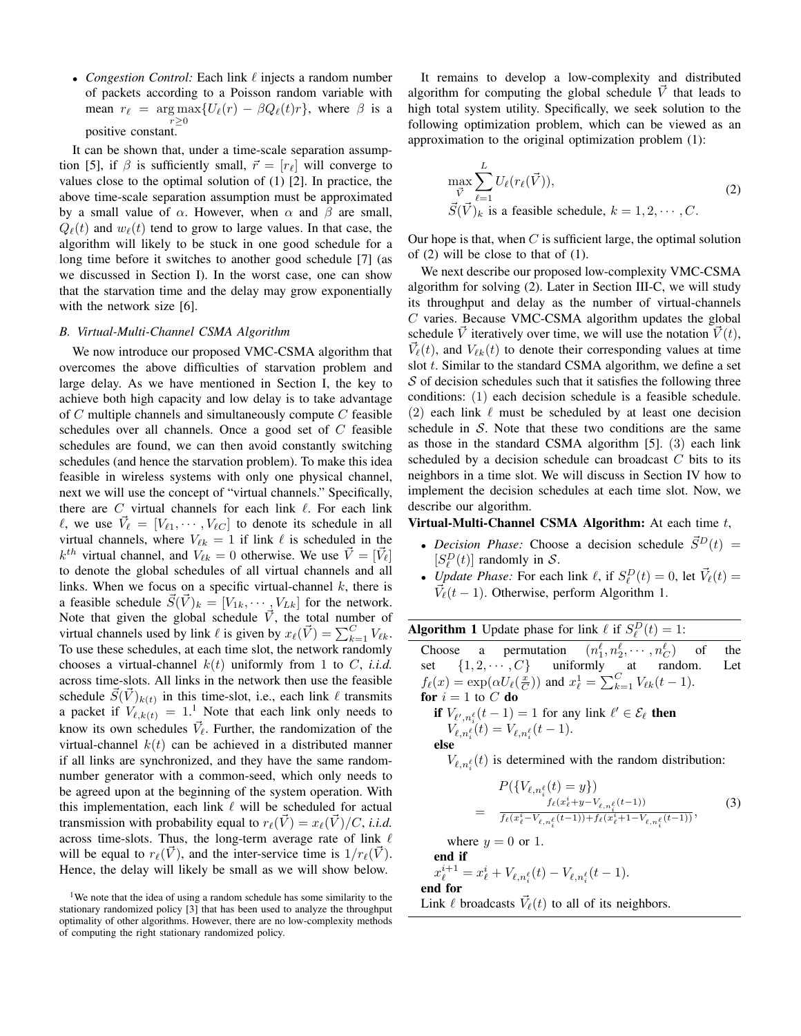- *Congestion Control:* Each link $\ell$ injects a random number of packets according to a Poisson random variable with mean $r_\ell = \arg\max_{r \geq 0}\{U_\ell(r) - \beta Q_\ell(t) r\}$, where $\beta$ is a positive constant.

It can be shown that, under a time-scale separation assumption [5], if $\beta$ is sufficiently small, $\vec{r} = [r_\ell]$ will converge to values close to the optimal solution of (1) [2]. In practice, the above time-scale separation assumption must be approximated by a small value of $\alpha$. However, when $\alpha$ and $\beta$ are small, $Q_\ell(t)$ and $w_\ell(t)$ tend to grow to large values. In that case, the algorithm will likely to be stuck in one good schedule for a long time before it switches to another good schedule [7] (as we discussed in Section I). In the worst case, one can show that the starvation time and the delay may grow exponentially with the network size [6].

### B. Virtual-Multi-Channel CSMA Algorithm

We now introduce our proposed VMC-CSMA algorithm that overcomes the above difficulties of starvation problem and large delay. As we have mentioned in Section I, the key to achieve both high capacity and low delay is to take advantage of $C$ multiple channels and simultaneously compute $C$ feasible schedules over all channels. Once a good set of $C$ feasible schedules are found, we can then avoid constantly switching schedules (and hence the starvation problem). To make this idea feasible in wireless systems with only one physical channel, next we will use the concept of "virtual channels." Specifically, there are $C$ virtual channels for each link $\ell$. For each link $\ell$, we use $\vec{V}_\ell = [V_{\ell 1}, \cdots, V_{\ell C}]$ to denote its schedule in all virtual channels, where $V_{\ell k} = 1$ if link $\ell$ is scheduled in the $k^{th}$ virtual channel, and $V_{\ell k} = 0$ otherwise. We use $\vec{V} = [\vec{V}_\ell]$ to denote the global schedules of all virtual channels and all links. When we focus on a specific virtual-channel $k$, there is a feasible schedule $\vec{S}(\vec{V})_k = [V_{1k}, \cdots, V_{Lk}]$ for the network. Note that given the global schedule $\vec{V}$, the total number of virtual channels used by link $\ell$ is given by $x_\ell(\vec{V}) = \sum_{k=1}^{C} V_{\ell k}$. To use these schedules, at each time slot, the network randomly chooses a virtual-channel $k(t)$ uniformly from 1 to $C$, *i.i.d.* across time-slots. All links in the network then use the feasible schedule $\vec{S}(\vec{V})_{k(t)}$ in this time-slot, i.e., each link $\ell$ transmits a packet if $V_{\ell,k(t)} = 1$.[1] Note that each link only needs to know its own schedules $\vec{V}_\ell$. Further, the randomization of the virtual-channel $k(t)$ can be achieved in a distributed manner if all links are synchronized, and they have the same random-number generator with a common-seed, which only needs to be agreed upon at the beginning of the system operation. With this implementation, each link $\ell$ will be scheduled for actual transmission with probability equal to $r_\ell(\vec{V}) = x_\ell(\vec{V})/C$, *i.i.d.* across time-slots. Thus, the long-term average rate of link $\ell$ will be equal to $r_\ell(\vec{V})$, and the inter-service time is $1/r_\ell(\vec{V})$. Hence, the delay will likely be small as we will show below.

[1] We note that the idea of using a random schedule has some similarity to the stationary randomized policy [3] that has been used to analyze the throughput optimality of other algorithms. However, there are no low-complexity methods of computing the right stationary randomized policy.

It remains to develop a low-complexity and distributed algorithm for computing the global schedule $\vec{V}$ that leads to high total system utility. Specifically, we seek solution to the following optimization problem, which can be viewed as an approximation to the original optimization problem (1):

$$\max_{\vec{V}} \sum_{\ell=1}^{L} U_\ell(r_\ell(\vec{V})), \quad \vec{S}(\vec{V})_k \text{ is a feasible schedule, } k = 1, 2, \cdots, C. \tag{2}$$

Our hope is that, when $C$ is sufficient large, the optimal solution of (2) will be close to that of (1).

We next describe our proposed low-complexity VMC-CSMA algorithm for solving (2). Later in Section III-C, we will study its throughput and delay as the number of virtual-channels $C$ varies. Because VMC-CSMA algorithm updates the global schedule $\vec{V}$ iteratively over time, we will use the notation $\vec{V}(t)$, $\vec{V}_\ell(t)$, and $V_{\ell k}(t)$ to denote their corresponding values at time slot $t$. Similar to the standard CSMA algorithm, we define a set $\mathcal{S}$ of decision schedules such that it satisfies the following three conditions: (1) each decision schedule is a feasible schedule. (2) each link $\ell$ must be scheduled by at least one decision schedule in $\mathcal{S}$. Note that these two conditions are the same as those in the standard CSMA algorithm [5]. (3) each link scheduled by a decision schedule can broadcast $C$ bits to its neighbors in a time slot. We will discuss in Section IV how to implement the decision schedules at each time slot. Now, we describe our algorithm.

**Virtual-Multi-Channel CSMA Algorithm:** At each time $t$,

- *Decision Phase:* Choose a decision schedule $\vec{S}^D(t) = [S^D_\ell(t)]$ randomly in $\mathcal{S}$.
- *Update Phase:* For each link $\ell$, if $S^D_\ell(t) = 0$, let $\vec{V}_\ell(t) = \vec{V}_\ell(t-1)$. Otherwise, perform Algorithm 1.

---

**Algorithm 1** Update phase for link $\ell$ if $S^D_\ell(t) = 1$:

---

Choose a permutation $(n^\ell_1, n^\ell_2, \cdots, n^\ell_C)$ of the set $\{1, 2, \cdots, C\}$ uniformly at random. Let $f_\ell(x) = \exp(\alpha U_\ell(\frac{x}{C}))$ and $x^1_\ell = \sum_{k=1}^{C} V_{\ell k}(t-1)$.

**for** $i = 1$ to $C$ **do**

  **if** $V_{\ell', n^\ell_i}(t-1) = 1$ for any link $\ell' \in \mathcal{E}_\ell$ **then**

    $V_{\ell, n^\ell_i}(t) = V_{\ell, n^\ell_i}(t-1)$.

  **else**

    $V_{\ell, n^\ell_i}(t)$ is determined with the random distribution:

$$P(\{V_{\ell, n^\ell_i}(t) = y\}) = \frac{f_\ell(x^i_\ell + y - V_{\ell, n^\ell_i}(t-1))}{f_\ell(x^i_\ell - V_{\ell, n^\ell_i}(t-1)) + f_\ell(x^i_\ell + 1 - V_{\ell, n^\ell_i}(t-1))}, \tag{3}$$

    where $y = 0$ or 1.

  **end if**

  $x^{i+1}_\ell = x^i_\ell + V_{\ell, n^\ell_i}(t) - V_{\ell, n^\ell_i}(t-1)$.

**end for**

Link $\ell$ broadcasts $\vec{V}_\ell(t)$ to all of its neighbors.

---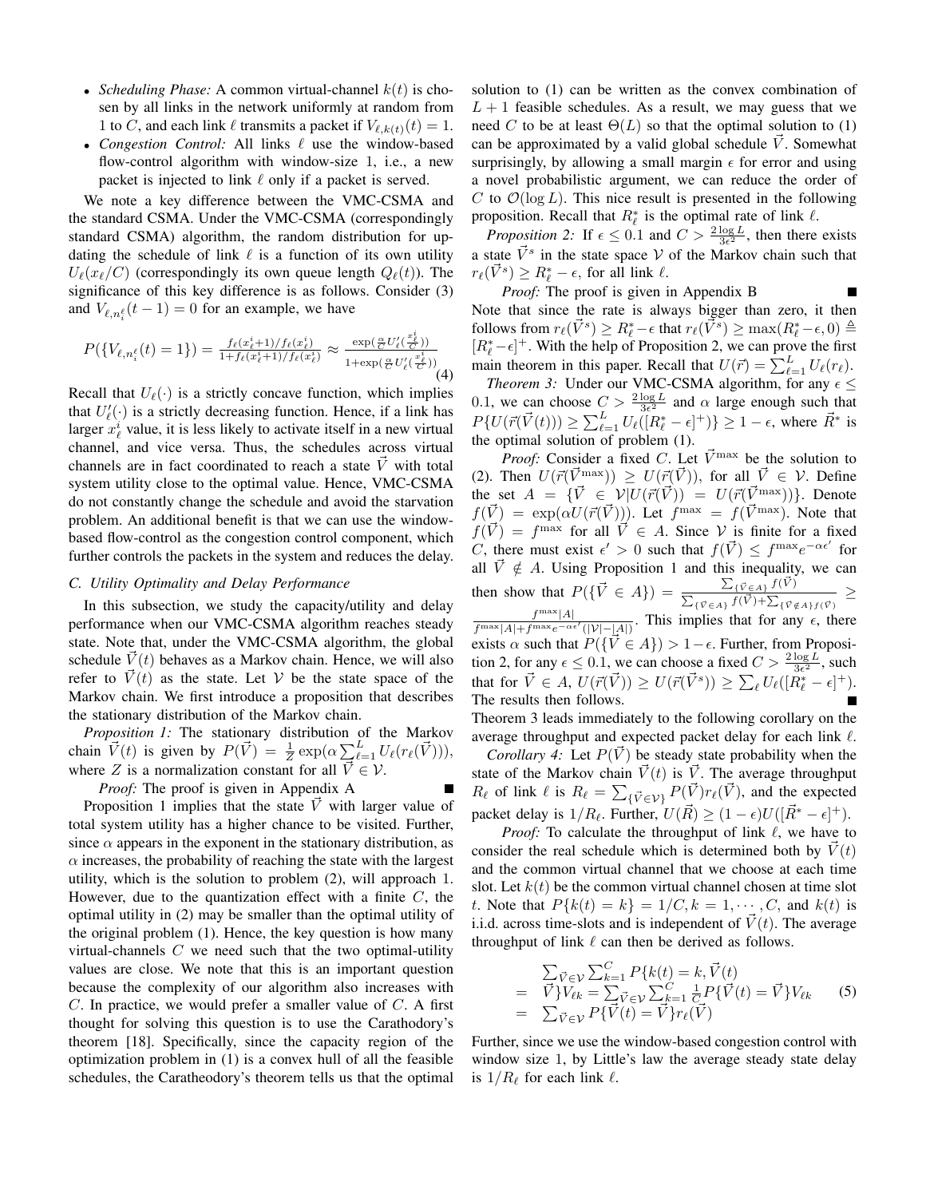- *Scheduling Phase:* A common virtual-channel $k(t)$ is chosen by all links in the network uniformly at random from 1 to $C$, and each link $\ell$ transmits a packet if $V_{\ell,k(t)}(t) = 1$.
- *Congestion Control:* All links $\ell$ use the window-based flow-control algorithm with window-size 1, i.e., a new packet is injected to link $\ell$ only if a packet is served.

We note a key difference between the VMC-CSMA and the standard CSMA. Under the VMC-CSMA (correspondingly standard CSMA) algorithm, the random distribution for updating the schedule of link $\ell$ is a function of its own utility $U_\ell(x_\ell/C)$ (correspondingly its own queue length $Q_\ell(t)$). The significance of this key difference is as follows. Consider (3) and $V_{\ell,n_i^\ell}(t-1) = 0$ for an example, we have

$$P(\{V_{\ell,n_i^\ell}(t) = 1\}) = \frac{f_\ell(x_\ell^i+1)/f_\ell(x_\ell^i)}{1+f_\ell(x_\ell^i+1)/f_\ell(x_\ell^i)} \approx \frac{\exp(\frac{\alpha}{C}U_\ell'(\frac{x_\ell^i}{C}))}{1+\exp(\frac{\alpha}{C}U_\ell'(\frac{x_\ell^i}{C}))} \tag{4}$$

Recall that $U_\ell(\cdot)$ is a strictly concave function, which implies that $U_\ell'(\cdot)$ is a strictly decreasing function. Hence, if a link has larger $x_\ell^i$ value, it is less likely to activate itself in a new virtual channel, and vice versa. Thus, the schedules across virtual channels are in fact coordinated to reach a state $\vec{V}$ with total system utility close to the optimal value. Hence, VMC-CSMA do not constantly change the schedule and avoid the starvation problem. An additional benefit is that we can use the window-based flow-control as the congestion control component, which further controls the packets in the system and reduces the delay.

### C. Utility Optimality and Delay Performance

In this subsection, we study the capacity/utility and delay performance when our VMC-CSMA algorithm reaches steady state. Note that, under the VMC-CSMA algorithm, the global schedule $\vec{V}(t)$ behaves as a Markov chain. Hence, we will also refer to $\vec{V}(t)$ as the state. Let $\mathcal{V}$ be the state space of the Markov chain. We first introduce a proposition that describes the stationary distribution of the Markov chain.

*Proposition 1:* The stationary distribution of the Markov chain $\vec{V}(t)$ is given by $P(\vec{V}) = \frac{1}{Z}\exp(\alpha\sum_{\ell=1}^L U_\ell(r_\ell(\vec{V})))$, where $Z$ is a normalization constant for all $\vec{V} \in \mathcal{V}$. ∎

*Proof:* The proof is given in Appendix A ∎

Proposition 1 implies that the state $\vec{V}$ with larger value of total system utility has a higher chance to be visited. Further, since $\alpha$ appears in the exponent in the stationary distribution, as $\alpha$ increases, the probability of reaching the state with the largest utility, which is the solution to problem (2), will approach 1. However, due to the quantization effect with a finite $C$, the optimal utility in (2) may be smaller than the optimal utility of the original problem (1). Hence, the key question is how many virtual-channels $C$ we need such that the two optimal-utility values are close. We note that this is an important question because the complexity of our algorithm also increases with $C$. In practice, we would prefer a smaller value of $C$. A first thought for solving this question is to use the Carathodory's theorem [18]. Specifically, since the capacity region of the optimization problem in (1) is a convex hull of all the feasible schedules, the Caratheodory's theorem tells us that the optimal solution to (1) can be written as the convex combination of $L+1$ feasible schedules. As a result, we may guess that we need $C$ to be at least $\Theta(L)$ so that the optimal solution to (1) can be approximated by a valid global schedule $\vec{V}$. Somewhat surprisingly, by allowing a small margin $\epsilon$ for error and using a novel probabilistic argument, we can reduce the order of $C$ to $\mathcal{O}(\log L)$. This nice result is presented in the following proposition. Recall that $R_\ell^*$ is the optimal rate of link $\ell$.

*Proposition 2:* If $\epsilon \le 0.1$ and $C > \frac{2\log L}{3\epsilon^2}$, then there exists a state $\vec{V}^s$ in the state space $\mathcal{V}$ of the Markov chain such that $r_\ell(\vec{V}^s) \ge R_\ell^* - \epsilon$, for all link $\ell$.

*Proof:* The proof is given in Appendix B ∎

Note that since the rate is always bigger than zero, it then follows from $r_\ell(\vec{V}^s) \ge R_\ell^* - \epsilon$ that $r_\ell(\vec{V}^s) \ge \max(R_\ell^* - \epsilon, 0) \triangleq [R_\ell^* - \epsilon]^+$. With the help of Proposition 2, we can prove the first main theorem in this paper. Recall that $U(\vec{r}) = \sum_{\ell=1}^L U_\ell(r_\ell)$.

*Theorem 3:* Under our VMC-CSMA algorithm, for any $\epsilon \le 0.1$, we can choose $C > \frac{2\log L}{3\epsilon^2}$ and $\alpha$ large enough such that $P\{U(\vec{r}(\vec{V}(t))) \ge \sum_{\ell=1}^L U_\ell([R_\ell^* - \epsilon]^+)\} \ge 1-\epsilon$, where $\vec{R}^*$ is the optimal solution of problem (1).

*Proof:* Consider a fixed $C$. Let $\vec{V}^{\max}$ be the solution to (2). Then $U(\vec{r}(\vec{V}^{\max})) \ge U(\vec{r}(\vec{V}))$, for all $\vec{V} \in \mathcal{V}$. Define the set $A = \{\vec{V} \in \mathcal{V} | U(\vec{r}(\vec{V})) = U(\vec{r}(\vec{V}^{\max}))\}$. Denote $f(\vec{V}) = \exp(\alpha U(\vec{r}(\vec{V})))$. Let $f^{\max} = f(\vec{V}^{\max})$. Note that $f(\vec{V}) = f^{\max}$ for all $\vec{V} \in A$. Since $\mathcal{V}$ is finite for a fixed $C$, there must exist $\epsilon' > 0$ such that $f(\vec{V}) \le f^{\max}e^{-\alpha\epsilon'}$ for all $\vec{V} \notin A$. Using Proposition 1 and this inequality, we can then show that $P(\{\vec{V} \in A\}) = \frac{\sum_{\{\vec{V}\in A\}} f(\vec{V})}{\sum_{\{\vec{V}\in A\}} f(\vec{V}) + \sum_{\{\vec{V}\notin A\}} f(\vec{V})} \ge \frac{f^{\max}|A|}{f^{\max}|A| + f^{\max}e^{-\alpha\epsilon'}(|\mathcal{V}|-|A|)}$. This implies that for any $\epsilon$, there exists $\alpha$ such that $P(\{\vec{V} \in A\}) > 1-\epsilon$. Further, from Proposition 2, for any $\epsilon \le 0.1$, we can choose a fixed $C > \frac{2\log L}{3\epsilon^2}$, such that for $\vec{V} \in A$, $U(\vec{r}(\vec{V})) \ge U(\vec{r}(\vec{V}^s)) \ge \sum_\ell U_\ell([R_\ell^* - \epsilon]^+)$. The results then follows. ∎

Theorem 3 leads immediately to the following corollary on the average throughput and expected packet delay for each link $\ell$.

*Corollary 4:* Let $P(\vec{V})$ be steady state probability when the state of the Markov chain $\vec{V}(t)$ is $\vec{V}$. The average throughput $R_\ell$ of link $\ell$ is $R_\ell = \sum_{\{\vec{V}\in\mathcal{V}\}} P(\vec{V}) r_\ell(\vec{V})$, and the expected packet delay is $1/R_\ell$. Further, $U(\vec{R}) \ge (1-\epsilon)U([\vec{R}^* - \epsilon]^+)$.

*Proof:* To calculate the throughput of link $\ell$, we have to consider the real schedule which is determined both by $\vec{V}(t)$ and the common virtual channel that we choose at each time slot. Let $k(t)$ be the common virtual channel chosen at time slot $t$. Note that $P\{k(t) = k\} = 1/C, k = 1, \cdots, C$, and $k(t)$ is i.i.d. across time-slots and is independent of $\vec{V}(t)$. The average throughput of link $\ell$ can then be derived as follows.

$$\begin{aligned} & \sum_{\vec{V}\in\mathcal{V}} \sum_{k=1}^C P\{k(t) = k, \vec{V}(t) \\ = \ & \vec{V}\}V_{\ell k} = \sum_{\vec{V}\in\mathcal{V}} \sum_{k=1}^C \frac{1}{C} P\{\vec{V}(t) = \vec{V}\}V_{\ell k} \\ = \ & \sum_{\vec{V}\in\mathcal{V}} P\{\vec{V}(t) = \vec{V}\} r_\ell(\vec{V}) \end{aligned} \tag{5}$$

Further, since we use the window-based congestion control with window size 1, by Little's law the average steady state delay is $1/R_\ell$ for each link $\ell$.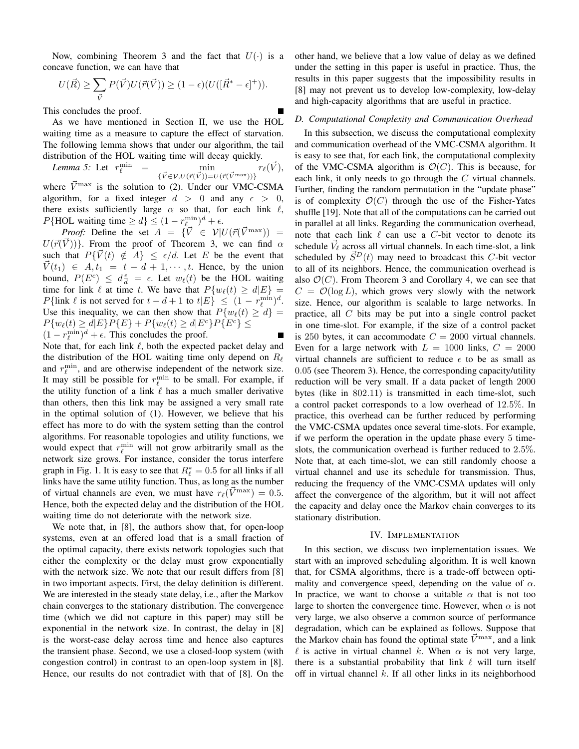Now, combining Theorem 3 and the fact that $U(\cdot)$ is a concave function, we can have that

$$U(\vec{R}) \geq \sum_{\vec{V}} P(\vec{V}) U(\vec{r}(\vec{V})) \geq (1-\epsilon)(U([\vec{R}^* - \epsilon]^+)).$$

This concludes the proof. ■

As we have mentioned in Section II, we use the HOL waiting time as a measure to capture the effect of starvation. The following lemma shows that under our algorithm, the tail distribution of the HOL waiting time will decay quickly.

*Lemma 5:* Let $r_\ell^{\min} = \min_{\{\vec{V} \in \mathcal{V}, U(\vec{r}(\vec{V})) = U(\vec{r}(\vec{V}^{\max}))\}} r_\ell(\vec{V})$, where $\vec{V}^{\max}$ is the solution to (2). Under our VMC-CSMA algorithm, for a fixed integer $d > 0$ and any $\epsilon > 0$, there exists sufficiently large $\alpha$ so that, for each link $\ell$, $P\{\text{HOL waiting time} \geq d\} \leq (1 - r_\ell^{\min})^d + \epsilon$.

*Proof:* Define the set $A = \{\vec{V} \in \mathcal{V} | U(\vec{r}(\vec{V}^{\max})) = U(\vec{r}(\vec{V}))\}$. From the proof of Theorem 3, we can find $\alpha$ such that $P\{\vec{V}(t) \notin A\} \leq \epsilon/d$. Let $E$ be the event that $\vec{V}(t_1) \in A, t_1 = t-d+1, \cdots, t$. Hence, by the union bound, $P(E^c) \leq d\frac{\epsilon}{d} = \epsilon$. Let $w_\ell(t)$ be the HOL waiting time for link $\ell$ at time $t$. We have that $P\{w_\ell(t) \geq d | E\} = P\{\text{link } \ell \text{ is not served for } t-d+1 \text{ to } t | E\} \leq (1-r_\ell^{\min})^d$. Use this inequality, we can then show that $P\{w_\ell(t) \geq d\} = P\{w_\ell(t) \geq d|E\}P\{E\} + P\{w_\ell(t) \geq d|E^c\}P\{E^c\} \leq (1-r_\ell^{\min})^d + \epsilon$. This concludes the proof. ■

Note that, for each link $\ell$, both the expected packet delay and the distribution of the HOL waiting time only depend on $R_\ell$ and $r_\ell^{\min}$, and are otherwise independent of the network size. It may still be possible for $r_\ell^{\min}$ to be small. For example, if the utility function of a link $\ell$ has a much smaller derivative than others, then this link may be assigned a very small rate in the optimal solution of (1). However, we believe that his effect has more to do with the system setting than the control algorithms. For reasonable topologies and utility functions, we would expect that $r_\ell^{\min}$ will not grow arbitrarily small as the network size grows. For instance, consider the torus interfere graph in Fig. 1. It is easy to see that $R_\ell^* = 0.5$ for all links if all links have the same utility function. Thus, as long as the number of virtual channels are even, we must have $r_\ell(\vec{V}^{\max}) = 0.5$. Hence, both the expected delay and the distribution of the HOL waiting time do not deteriorate with the network size.

We note that, in [8], the authors show that, for open-loop systems, even at an offered load that is a small fraction of the optimal capacity, there exists network topologies such that either the complexity or the delay must grow exponentially with the network size. We note that our result differs from [8] in two important aspects. First, the delay definition is different. We are interested in the steady state delay, i.e., after the Markov chain converges to the stationary distribution. The convergence time (which we did not capture in this paper) may still be exponential in the network size. In contrast, the delay in [8] is the worst-case delay across time and hence also captures the transient phase. Second, we use a closed-loop system (with congestion control) in contrast to an open-loop system in [8]. Hence, our results do not contradict with that of [8]. On the other hand, we believe that a low value of delay as we defined under the setting in this paper is useful in practice. Thus, the results in this paper suggests that the impossibility results in [8] may not prevent us to develop low-complexity, low-delay and high-capacity algorithms that are useful in practice.

### D. Computational Complexity and Communication Overhead

In this subsection, we discuss the computational complexity and communication overhead of the VMC-CSMA algorithm. It is easy to see that, for each link, the computational complexity of the VMC-CSMA algorithm is $\mathcal{O}(C)$. This is because, for each link, it only needs to go through the $C$ virtual channels. Further, finding the random permutation in the "update phase" is of complexity $\mathcal{O}(C)$ through the use of the Fisher-Yates shuffle [19]. Note that all of the computations can be carried out in parallel at all links. Regarding the communication overhead, note that each link $\ell$ can use a $C$-bit vector to denote its schedule $\vec{V}_\ell$ across all virtual channels. In each time-slot, a link scheduled by $\vec{S}^D(t)$ may need to broadcast this $C$-bit vector to all of its neighbors. Hence, the communication overhead is also $\mathcal{O}(C)$. From Theorem 3 and Corollary 4, we can see that $C = \mathcal{O}(\log L)$, which grows very slowly with the network size. Hence, our algorithm is scalable to large networks. In practice, all $C$ bits may be put into a single control packet in one time-slot. For example, if the size of a control packet is 250 bytes, it can accommodate $C = 2000$ virtual channels. Even for a large network with $L = 1000$ links, $C = 2000$ virtual channels are sufficient to reduce $\epsilon$ to be as small as $0.05$ (see Theorem 3). Hence, the corresponding capacity/utility reduction will be very small. If a data packet of length 2000 bytes (like in 802.11) is transmitted in each time-slot, such a control packet corresponds to a low overhead of $12.5\%$. In practice, this overhead can be further reduced by performing the VMC-CSMA updates once several time-slots. For example, if we perform the operation in the update phase every 5 time-slots, the communication overhead is further reduced to $2.5\%$. Note that, at each time-slot, we can still randomly choose a virtual channel and use its schedule for transmission. Thus, reducing the frequency of the VMC-CSMA updates will only affect the convergence of the algorithm, but it will not affect the capacity and delay once the Markov chain converges to its stationary distribution.

## IV. Implementation

In this section, we discuss two implementation issues. We start with an improved scheduling algorithm. It is well known that, for CSMA algorithms, there is a trade-off between optimality and convergence speed, depending on the value of $\alpha$. In practice, we want to choose a suitable $\alpha$ that is not too large to shorten the convergence time. However, when $\alpha$ is not very large, we also observe a common source of performance degradation, which can be explained as follows. Suppose that the Markov chain has found the optimal state $\vec{V}^{\max}$, and a link $\ell$ is active in virtual channel $k$. When $\alpha$ is not very large, there is a substantial probability that link $\ell$ will turn itself off in virtual channel $k$. If all other links in its neighborhood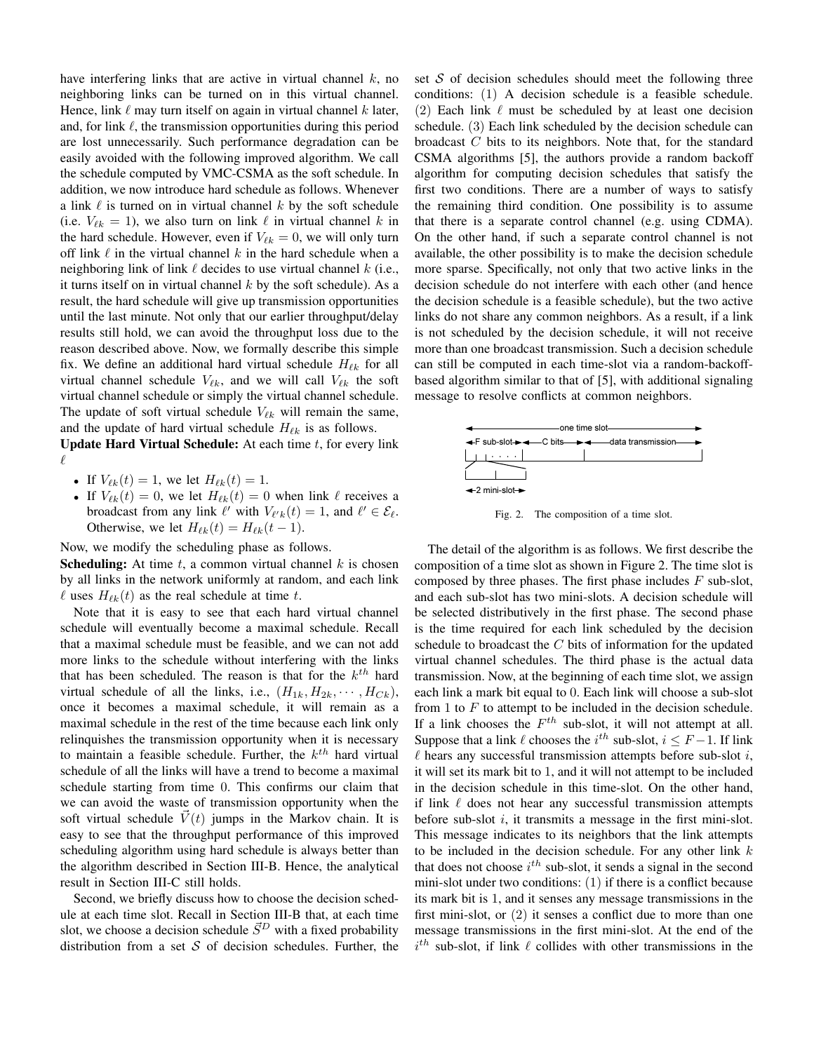have interfering links that are active in virtual channel $k$, no neighboring links can be turned on in this virtual channel. Hence, link $\ell$ may turn itself on again in virtual channel $k$ later, and, for link $\ell$, the transmission opportunities during this period are lost unnecessarily. Such performance degradation can be easily avoided with the following improved algorithm. We call the schedule computed by VMC-CSMA as the soft schedule. In addition, we now introduce hard schedule as follows. Whenever a link $\ell$ is turned on in virtual channel $k$ by the soft schedule (i.e. $V_{\ell k} = 1$), we also turn on link $\ell$ in virtual channel $k$ in the hard schedule. However, even if $V_{\ell k} = 0$, we will only turn off link $\ell$ in the virtual channel $k$ in the hard schedule when a neighboring link of link $\ell$ decides to use virtual channel $k$ (i.e., it turns itself on in virtual channel $k$ by the soft schedule). As a result, the hard schedule will give up transmission opportunities until the last minute. Not only that our earlier throughput/delay results still hold, we can avoid the throughput loss due to the reason described above. Now, we formally describe this simple fix. We define an additional hard virtual schedule $H_{\ell k}$ for all virtual channel schedule $V_{\ell k}$, and we will call $V_{\ell k}$ the soft virtual channel schedule or simply the virtual channel schedule. The update of soft virtual schedule $V_{\ell k}$ will remain the same, and the update of hard virtual schedule $H_{\ell k}$ is as follows.

**Update Hard Virtual Schedule:** At each time $t$, for every link $\ell$

- If $V_{\ell k}(t) = 1$, we let $H_{\ell k}(t) = 1$.
- If $V_{\ell k}(t) = 0$, we let $H_{\ell k}(t) = 0$ when link $\ell$ receives a broadcast from any link $\ell'$ with $V_{\ell' k}(t) = 1$, and $\ell' \in \mathcal{E}_\ell$. Otherwise, we let $H_{\ell k}(t) = H_{\ell k}(t-1)$.

Now, we modify the scheduling phase as follows.

**Scheduling:** At time $t$, a common virtual channel $k$ is chosen by all links in the network uniformly at random, and each link $\ell$ uses $H_{\ell k}(t)$ as the real schedule at time $t$.

Note that it is easy to see that each hard virtual channel schedule will eventually become a maximal schedule. Recall that a maximal schedule must be feasible, and we can not add more links to the schedule without interfering with the links that has been scheduled. The reason is that for the $k^{th}$ hard virtual schedule of all the links, i.e., $(H_{1k}, H_{2k}, \cdots, H_{Ck})$, once it becomes a maximal schedule, it will remain as a maximal schedule in the rest of the time because each link only relinquishes the transmission opportunity when it is necessary to maintain a feasible schedule. Further, the $k^{th}$ hard virtual schedule of all the links will have a trend to become a maximal schedule starting from time 0. This confirms our claim that we can avoid the waste of transmission opportunity when the soft virtual schedule $\vec{V}(t)$ jumps in the Markov chain. It is easy to see that the throughput performance of this improved scheduling algorithm using hard schedule is always better than the algorithm described in Section III-B. Hence, the analytical result in Section III-C still holds.

Second, we briefly discuss how to choose the decision schedule at each time slot. Recall in Section III-B that, at each time slot, we choose a decision schedule $\vec{S}^D$ with a fixed probability distribution from a set $\mathcal{S}$ of decision schedules. Further, the set $\mathcal{S}$ of decision schedules should meet the following three conditions: (1) A decision schedule is a feasible schedule. (2) Each link $\ell$ must be scheduled by at least one decision schedule. (3) Each link scheduled by the decision schedule can broadcast $C$ bits to its neighbors. Note that, for the standard CSMA algorithms [5], the authors provide a random backoff algorithm for computing decision schedules that satisfy the first two conditions. There are a number of ways to satisfy the remaining third condition. One possibility is to assume that there is a separate control channel (e.g. using CDMA). On the other hand, if such a separate control channel is not available, the other possibility is to make the decision schedule more sparse. Specifically, not only that two active links in the decision schedule do not interfere with each other (and hence the decision schedule is a feasible schedule), but the two active links do not share any common neighbors. As a result, if a link is not scheduled by the decision schedule, it will not receive more than one broadcast transmission. Such a decision schedule can still be computed in each time-slot via a random-backoff-based algorithm similar to that of [5], with additional signaling message to resolve conflicts at common neighbors.

Fig. 2. The composition of a time slot.

The detail of the algorithm is as follows. We first describe the composition of a time slot as shown in Figure 2. The time slot is composed by three phases. The first phase includes $F$ sub-slot, and each sub-slot has two mini-slots. A decision schedule will be selected distributively in the first phase. The second phase is the time required for each link scheduled by the decision schedule to broadcast the $C$ bits of information for the updated virtual channel schedules. The third phase is the actual data transmission. Now, at the beginning of each time slot, we assign each link a mark bit equal to 0. Each link will choose a sub-slot from 1 to $F$ to attempt to be included in the decision schedule. If a link chooses the $F^{th}$ sub-slot, it will not attempt at all. Suppose that a link $\ell$ chooses the $i^{th}$ sub-slot, $i \leq F-1$. If link $\ell$ hears any successful transmission attempts before sub-slot $i$, it will set its mark bit to 1, and it will not attempt to be included in the decision schedule in this time-slot. On the other hand, if link $\ell$ does not hear any successful transmission attempts before sub-slot $i$, it transmits a message in the first mini-slot. This message indicates to its neighbors that the link attempts to be included in the decision schedule. For any other link $k$ that does not choose $i^{th}$ sub-slot, it sends a signal in the second mini-slot under two conditions: (1) if there is a conflict because its mark bit is 1, and it senses any message transmissions in the first mini-slot, or (2) it senses a conflict due to more than one message transmissions in the first mini-slot. At the end of the $i^{th}$ sub-slot, if link $\ell$ collides with other transmissions in the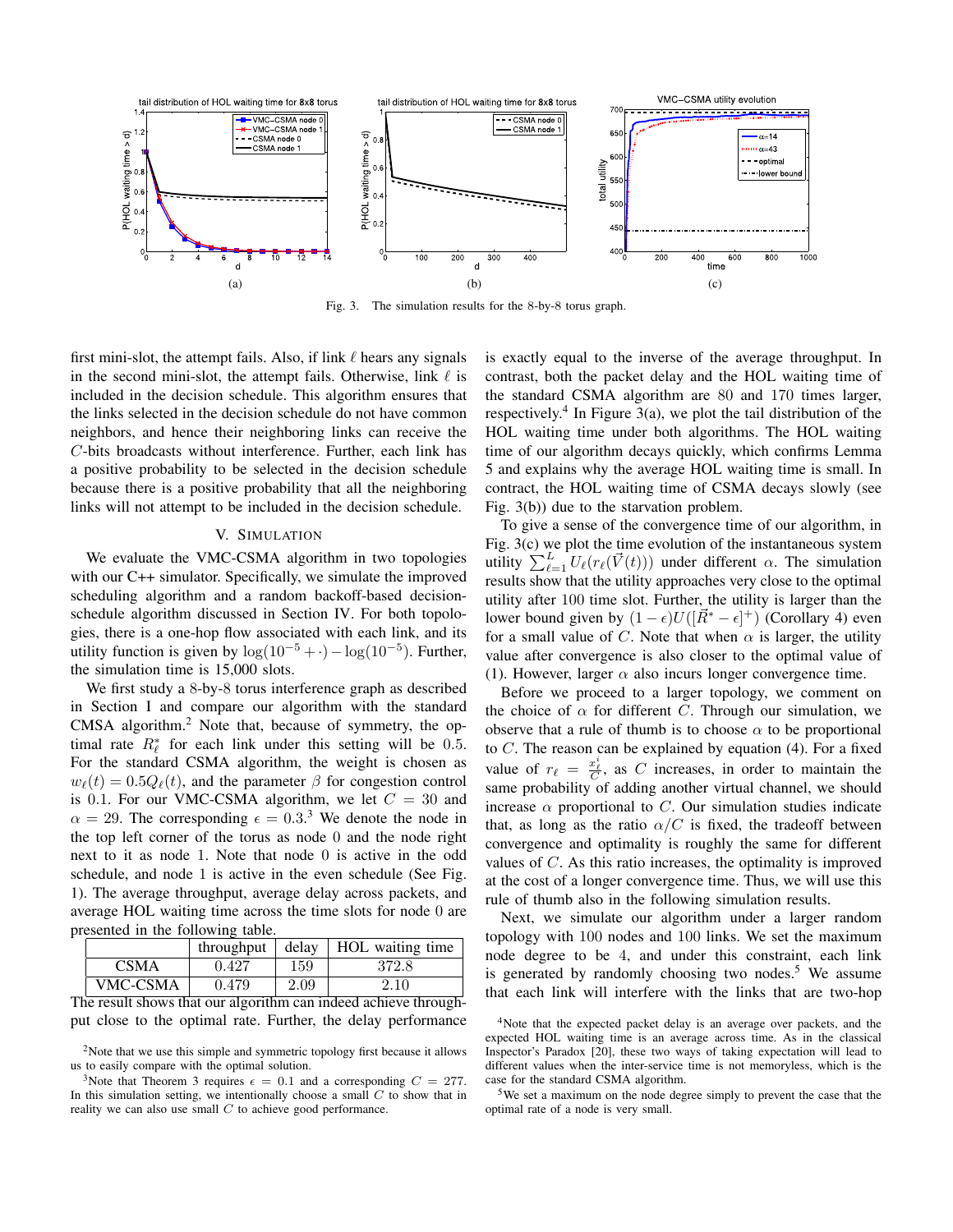Fig. 3. The simulation results for the 8-by-8 torus graph.

first mini-slot, the attempt fails. Also, if link $\ell$ hears any signals in the second mini-slot, the attempt fails. Otherwise, link $\ell$ is included in the decision schedule. This algorithm ensures that the links selected in the decision schedule do not have common neighbors, and hence their neighboring links can receive the $C$-bits broadcasts without interference. Further, each link has a positive probability to be selected in the decision schedule because there is a positive probability that all the neighboring links will not attempt to be included in the decision schedule.

## V. Simulation

We evaluate the VMC-CSMA algorithm in two topologies with our C++ simulator. Specifically, we simulate the improved scheduling algorithm and a random backoff-based decision-schedule algorithm discussed in Section IV. For both topologies, there is a one-hop flow associated with each link, and its utility function is given by $\log(10^{-5} + \cdot) - \log(10^{-5})$. Further, the simulation time is 15,000 slots.

We first study a 8-by-8 torus interference graph as described in Section I and compare our algorithm with the standard CMSA algorithm.[2] Note that, because of symmetry, the optimal rate $R^*_\ell$ for each link under this setting will be 0.5. For the standard CSMA algorithm, the weight is chosen as $w_\ell(t) = 0.5Q_\ell(t)$, and the parameter $\beta$ for congestion control is 0.1. For our VMC-CSMA algorithm, we let $C = 30$ and $\alpha = 29$. The corresponding $\epsilon = 0.3$.[3] We denote the node in the top left corner of the torus as node 0 and the node right next to it as node 1. Note that node 0 is active in the odd schedule, and node 1 is active in the even schedule (See Fig. 1). The average throughput, average delay across packets, and average HOL waiting time across the time slots for node 0 are presented in the following table.

| | throughput | delay | HOL waiting time |
|---|---|---|---|
| CSMA | 0.427 | 159 | 372.8 |
| VMC-CSMA | 0.479 | 2.09 | 2.10 |

The result shows that our algorithm can indeed achieve throughput close to the optimal rate. Further, the delay performance is exactly equal to the inverse of the average throughput. In contrast, both the packet delay and the HOL waiting time of the standard CSMA algorithm are 80 and 170 times larger, respectively.[4] In Figure 3(a), we plot the tail distribution of the HOL waiting time under both algorithms. The HOL waiting time of our algorithm decays quickly, which confirms Lemma 5 and explains why the average HOL waiting time is small. In contrast, the HOL waiting time of CSMA decays slowly (see Fig. 3(b)) due to the starvation problem.

To give a sense of the convergence time of our algorithm, in Fig. 3(c) we plot the time evolution of the instantaneous system utility $\sum_{\ell=1}^{L} U_\ell(r_\ell(\vec{V}(t)))$ under different $\alpha$. The simulation results show that the utility approaches very close to the optimal utility after 100 time slot. Further, the utility is larger than the lower bound given by $(1-\epsilon)U([\vec{R}^* - \epsilon]^+)$ (Corollary 4) even for a small value of $C$. Note that when $\alpha$ is larger, the utility value after convergence is also closer to the optimal value of (1). However, larger $\alpha$ also incurs longer convergence time.

Before we proceed to a larger topology, we comment on the choice of $\alpha$ for different $C$. Through our simulation, we observe that a rule of thumb is to choose $\alpha$ to be proportional to $C$. The reason can be explained by equation (4). For a fixed value of $r_\ell = \frac{x^t_\ell}{C}$, as $C$ increases, in order to maintain the same probability of adding another virtual channel, we should increase $\alpha$ proportional to $C$. Our simulation studies indicate that, as long as the ratio $\alpha/C$ is fixed, the tradeoff between convergence and optimality is roughly the same for different values of $C$. As this ratio increases, the optimality is improved at the cost of a longer convergence time. Thus, we will use this rule of thumb also in the following simulation results.

Next, we simulate our algorithm under a larger random topology with 100 nodes and 100 links. We set the maximum node degree to be 4, and under this constraint, each link is generated by randomly choosing two nodes.[5] We assume that each link will interfere with the links that are two-hop

[2] Note that we use this simple and symmetric topology first because it allows us to easily compare with the optimal solution.

[3] Note that Theorem 3 requires $\epsilon = 0.1$ and a corresponding $C = 277$. In this simulation setting, we intentionally choose a small $C$ to show that in reality we can also use small $C$ to achieve good performance.

[4] Note that the expected packet delay is an average over packets, and the expected HOL waiting time is an average across time. As in the classical Inspector's Paradox [20], these two ways of taking expectation will lead to different values when the inter-service time is not memoryless, which is the case for the standard CSMA algorithm.

[5] We set a maximum on the node degree simply to prevent the case that the optimal rate of a node is very small.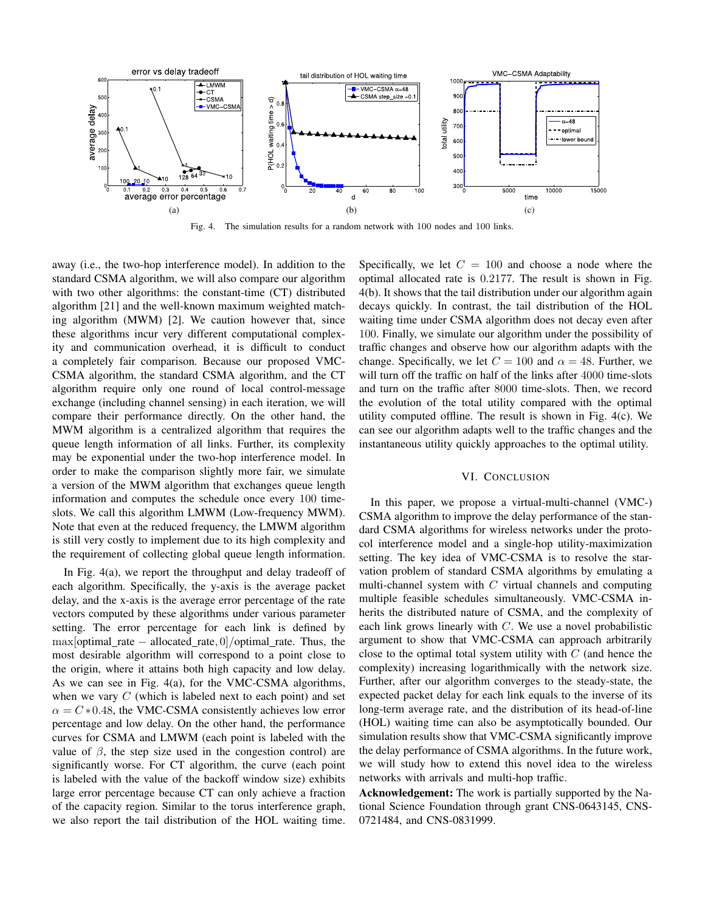Fig. 4. The simulation results for a random network with 100 nodes and 100 links.

away (i.e., the two-hop interference model). In addition to the standard CSMA algorithm, we will also compare our algorithm with two other algorithms: the constant-time (CT) distributed algorithm [21] and the well-known maximum weighted matching algorithm (MWM) [2]. We caution however that, since these algorithms incur very different computational complexity and communication overhead, it is difficult to conduct a completely fair comparison. Because our proposed VMC-CSMA algorithm, the standard CSMA algorithm, and the CT algorithm require only one round of local control-message exchange (including channel sensing) in each iteration, we will compare their performance directly. On the other hand, the MWM algorithm is a centralized algorithm that requires the queue length information of all links. Further, its complexity may be exponential under the two-hop interference model. In order to make the comparison slightly more fair, we simulate a version of the MWM algorithm that exchanges queue length information and computes the schedule once every 100 time-slots. We call this algorithm LMWM (Low-frequency MWM). Note that even at the reduced frequency, the LMWM algorithm is still very costly to implement due to its high complexity and the requirement of collecting global queue length information.

In Fig. 4(a), we report the throughput and delay tradeoff of each algorithm. Specifically, the y-axis is the average packet delay, and the x-axis is the average error percentage of the rate vectors computed by these algorithms under various parameter setting. The error percentage for each link is defined by $\max[\text{optimal\_rate} - \text{allocated\_rate}, 0]/\text{optimal\_rate}$. Thus, the most desirable algorithm will correspond to a point close to the origin, where it attains both high capacity and low delay. As we can see in Fig. 4(a), for the VMC-CSMA algorithms, when we vary $C$ (which is labeled next to each point) and set $\alpha = C * 0.48$, the VMC-CSMA consistently achieves low error percentage and low delay. On the other hand, the performance curves for CSMA and LMWM (each point is labeled with the value of $\beta$, the step size used in the congestion control) are significantly worse. For CT algorithm, the curve (each point is labeled with the value of the backoff window size) exhibits large error percentage because CT can only achieve a fraction of the capacity region. Similar to the torus interference graph, we also report the tail distribution of the HOL waiting time. Specifically, we let $C = 100$ and choose a node where the optimal allocated rate is 0.2177. The result is shown in Fig. 4(b). It shows that the tail distribution under our algorithm again decays quickly. In contrast, the tail distribution of the HOL waiting time under CSMA algorithm does not decay even after 100. Finally, we simulate our algorithm under the possibility of traffic changes and observe how our algorithm adapts with the change. Specifically, we let $C = 100$ and $\alpha = 48$. Further, we will turn off the traffic on half of the links after 4000 time-slots and turn on the traffic after 8000 time-slots. Then, we record the evolution of the total utility compared with the optimal utility computed offline. The result is shown in Fig. 4(c). We can see our algorithm adapts well to the traffic changes and the instantaneous utility quickly approaches to the optimal utility.

## VI. Conclusion

In this paper, we propose a virtual-multi-channel (VMC-) CSMA algorithm to improve the delay performance of the standard CSMA algorithms for wireless networks under the protocol interference model and a single-hop utility-maximization setting. The key idea of VMC-CSMA is to resolve the starvation problem of standard CSMA algorithms by emulating a multi-channel system with $C$ virtual channels and computing multiple feasible schedules simultaneously. VMC-CSMA inherits the distributed nature of CSMA, and the complexity of each link grows linearly with $C$. We use a novel probabilistic argument to show that VMC-CSMA can approach arbitrarily close to the optimal total system utility with $C$ (and hence the complexity) increasing logarithmically with the network size. Further, after our algorithm converges to the steady-state, the expected packet delay for each link equals to the inverse of its long-term average rate, and the distribution of its head-of-line (HOL) waiting time can also be asymptotically bounded. Our simulation results show that VMC-CSMA significantly improve the delay performance of CSMA algorithms. In the future work, we will study how to extend this novel idea to the wireless networks with arrivals and multi-hop traffic.

**Acknowledgement:** The work is partially supported by the National Science Foundation through grant CNS-0643145, CNS-0721484, and CNS-0831999.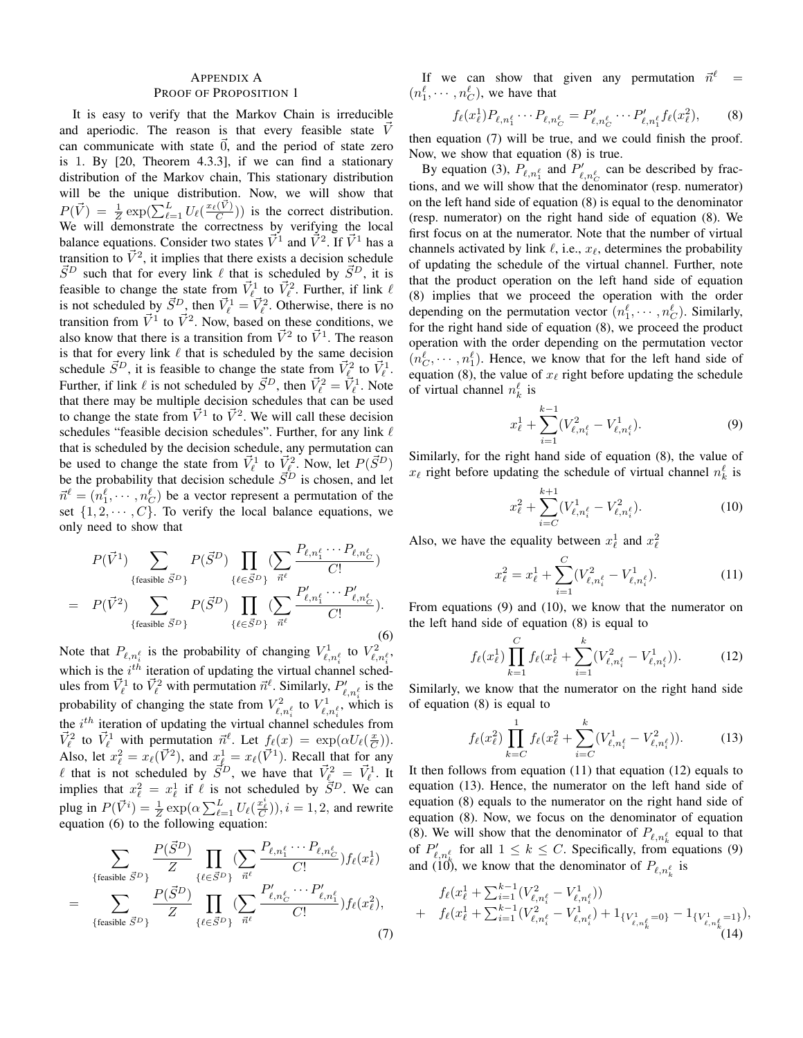## APPENDIX A
## PROOF OF PROPOSITION 1

It is easy to verify that the Markov Chain is irreducible and aperiodic. The reason is that every feasible state $\vec{V}$ can communicate with state $\vec{0}$, and the period of state zero is 1. By [20, Theorem 4.3.3], if we can find a stationary distribution of the Markov chain, This stationary distribution will be the unique distribution. Now, we will show that $P(\vec{V}) = \frac{1}{Z}\exp(\sum_{\ell=1}^{L} U_\ell(\frac{x_\ell(\vec{V})}{C}))$ is the correct distribution. We will demonstrate the correctness by verifying the local balance equations. Consider two states $\vec{V}^1$ and $\vec{V}^2$. If $\vec{V}^1$ has a transition to $\vec{V}^2$, it implies that there exists a decision schedule $\vec{S}^D$ such that for every link $\ell$ that is scheduled by $\vec{S}^D$, it is feasible to change the state from $\vec{V}^1_\ell$ to $\vec{V}^2_\ell$. Further, if link $\ell$ is not scheduled by $\vec{S}^D$, then $\vec{V}^1_\ell = \vec{V}^2_\ell$. Otherwise, there is no transition from $\vec{V}^1$ to $\vec{V}^2$. Now, based on these conditions, we also know that there is a transition from $\vec{V}^2$ to $\vec{V}^1$. The reason is that for every link $\ell$ that is scheduled by the same decision schedule $\vec{S}^D$, it is feasible to change the state from $\vec{V}^2_\ell$ to $\vec{V}^1_\ell$. Further, if link $\ell$ is not scheduled by $\vec{S}^D$, then $\vec{V}^2_\ell = \vec{V}^1_\ell$. Note that there may be multiple decision schedules that can be used to change the state from $\vec{V}^1$ to $\vec{V}^2$. We will call these decision schedules "feasible decision schedules". Further, for any link $\ell$ that is scheduled by the decision schedule, any permutation can be used to change the state from $\vec{V}^1_\ell$ to $\vec{V}^2_\ell$. Now, let $P(\vec{S}^D)$ be the probability that decision schedule $\vec{S}^D$ is chosen, and let $\vec{n}^\ell = (n^\ell_1, \cdots, n^\ell_C)$ be a vector represent a permutation of the set $\{1, 2, \cdots, C\}$. To verify the local balance equations, we only need to show that

$$
\begin{aligned}
& P(\vec{V}^1) \sum_{\{\text{feasible } \vec{S}^D\}} P(\vec{S}^D) \prod_{\{\ell \in \vec{S}^D\}} \Big(\sum_{\vec{n}^\ell} \frac{P_{\ell,n^\ell_1} \cdots P_{\ell,n^\ell_C}}{C!}\Big) \\
= \; & P(\vec{V}^2) \sum_{\{\text{feasible } \vec{S}^D\}} P(\vec{S}^D) \prod_{\{\ell \in \vec{S}^D\}} \Big(\sum_{\vec{n}^\ell} \frac{P'_{\ell,n^\ell_1} \cdots P'_{\ell,n^\ell_C}}{C!}\Big).
\end{aligned} \tag{6}
$$

Note that $P_{\ell,n^\ell_i}$ is the probability of changing $V^1_{\ell,n^\ell_i}$ to $V^2_{\ell,n^\ell_i}$, which is the $i^{th}$ iteration of updating the virtual channel schedules from $\vec{V}^1_\ell$ to $\vec{V}^2_\ell$ with permutation $\vec{n}^\ell$. Similarly, $P'_{\ell,n^\ell_i}$ is the probability of changing the state from $V^2_{\ell,n^\ell_i}$ to $V^1_{\ell,n^\ell_i}$, which is the $i^{th}$ iteration of updating the virtual channel schedules from $\vec{V}^2_\ell$ to $\vec{V}^1_\ell$ with permutation $\vec{n}^\ell$. Let $f_\ell(x) = \exp(\alpha U_\ell(\frac{x}{C}))$. Also, let $x^2_\ell = x_\ell(\vec{V}^2)$, and $x^1_\ell = x_\ell(\vec{V}^1)$. Recall that for any $\ell$ that is not scheduled by $\vec{S}^D$, we have that $\vec{V}^2_\ell = \vec{V}^1_\ell$. It implies that $x^2_\ell = x^1_\ell$ if $\ell$ is not scheduled by $\vec{S}^D$. We can plug in $P(\vec{V}^i) = \frac{1}{Z}\exp(\alpha \sum_{\ell=1}^{L} U_\ell(\frac{x^i_\ell}{C})), i = 1, 2$, and rewrite equation (6) to the following equation:

$$
\begin{aligned}
& \sum_{\{\text{feasible } \vec{S}^D\}} \frac{P(\vec{S}^D)}{Z} \prod_{\{\ell \in \vec{S}^D\}} \Big(\sum_{\vec{n}^\ell} \frac{P_{\ell,n^\ell_1} \cdots P_{\ell,n^\ell_C}}{C!}\Big) f_\ell(x^1_\ell) \\
= \; & \sum_{\{\text{feasible } \vec{S}^D\}} \frac{P(\vec{S}^D)}{Z} \prod_{\{\ell \in \vec{S}^D\}} \Big(\sum_{\vec{n}^\ell} \frac{P'_{\ell,n^\ell_C} \cdots P'_{\ell,n^\ell_1}}{C!}\Big) f_\ell(x^2_\ell),
\end{aligned} \tag{7}
$$

If we can show that given any permutation $\vec{n}^\ell = (n^\ell_1, \cdots, n^\ell_C)$, we have that

$$
f_\ell(x^1_\ell) P_{\ell,n^\ell_1} \cdots P_{\ell,n^\ell_C} = P'_{\ell,n^\ell_C} \cdots P'_{\ell,n^\ell_1} f_\ell(x^2_\ell), \tag{8}
$$

then equation (7) will be true, and we could finish the proof. Now, we show that equation (8) is true.

By equation (3), $P_{\ell,n^\ell_1}$ and $P'_{\ell,n^\ell_C}$ can be described by fractions, and we will show that the denominator (resp. numerator) on the left hand side of equation (8) is equal to the denominator (resp. numerator) on the right hand side of equation (8). We first focus on at the numerator. Note that the number of virtual channels activated by link $\ell$, i.e., $x_\ell$, determines the probability of updating the schedule of the virtual channel. Further, note that the product operation on the left hand side of equation (8) implies that we proceed the operation with the order depending on the permutation vector $(n^\ell_1, \cdots, n^\ell_C)$. Similarly, for the right hand side of equation (8), we proceed the product operation with the order depending on the permutation vector $(n^\ell_C, \cdots, n^\ell_1)$. Hence, we know that for the left hand side of equation (8), the value of $x_\ell$ right before updating the schedule of virtual channel $n^\ell_k$ is

$$
x^1_\ell + \sum_{i=1}^{k-1} (V^2_{\ell,n^\ell_i} - V^1_{\ell,n^\ell_i}). \tag{9}
$$

Similarly, for the right hand side of equation (8), the value of $x_\ell$ right before updating the schedule of virtual channel $n^\ell_k$ is

$$
x^2_\ell + \sum_{i=C}^{k+1} (V^1_{\ell,n^\ell_i} - V^2_{\ell,n^\ell_i}). \tag{10}
$$

Also, we have the equality between $x^1_\ell$ and $x^2_\ell$

$$
x^2_\ell = x^1_\ell + \sum_{i=1}^{C} (V^2_{\ell,n^\ell_i} - V^1_{\ell,n^\ell_i}). \tag{11}
$$

From equations (9) and (10), we know that the numerator on the left hand side of equation (8) is equal to

$$
f_\ell(x^1_\ell) \prod_{k=1}^{C} f_\ell(x^1_\ell + \sum_{i=1}^{k} (V^2_{\ell,n^\ell_i} - V^1_{\ell,n^\ell_i})). \tag{12}
$$

Similarly, we know that the numerator on the right hand side of equation (8) is equal to

$$
f_\ell(x^2_\ell) \prod_{k=C}^{1} f_\ell(x^2_\ell + \sum_{i=C}^{k} (V^1_{\ell,n^\ell_i} - V^2_{\ell,n^\ell_i})). \tag{13}
$$

It then follows from equation (11) that equation (12) equals to equation (13). Hence, the numerator on the left hand side of equation (8) equals to the numerator on the right hand side of equation (8). Now, we focus on the denominator of equation (8). We will show that the denominator of $P_{\ell,n^\ell_k}$ equal to that of $P'_{\ell,n^\ell_k}$ for all $1 \leq k \leq C$. Specifically, from equations (9) and (10), we know that the denominator of $P_{\ell,n^\ell_k}$ is

$$
\begin{aligned}
& f_\ell(x^1_\ell + \textstyle\sum_{i=1}^{k-1} (V^2_{\ell,n^\ell_i} - V^1_{\ell,n^\ell_i})) \\
+ \; & f_\ell(x^1_\ell + \textstyle\sum_{i=1}^{k-1} (V^2_{\ell,n^\ell_i} - V^1_{\ell,n^\ell_i}) + 1_{\{V^1_{\ell,n^\ell_k}=0\}} - 1_{\{V^1_{\ell,n^\ell_k}=1\}}),
\end{aligned} \tag{14}
$$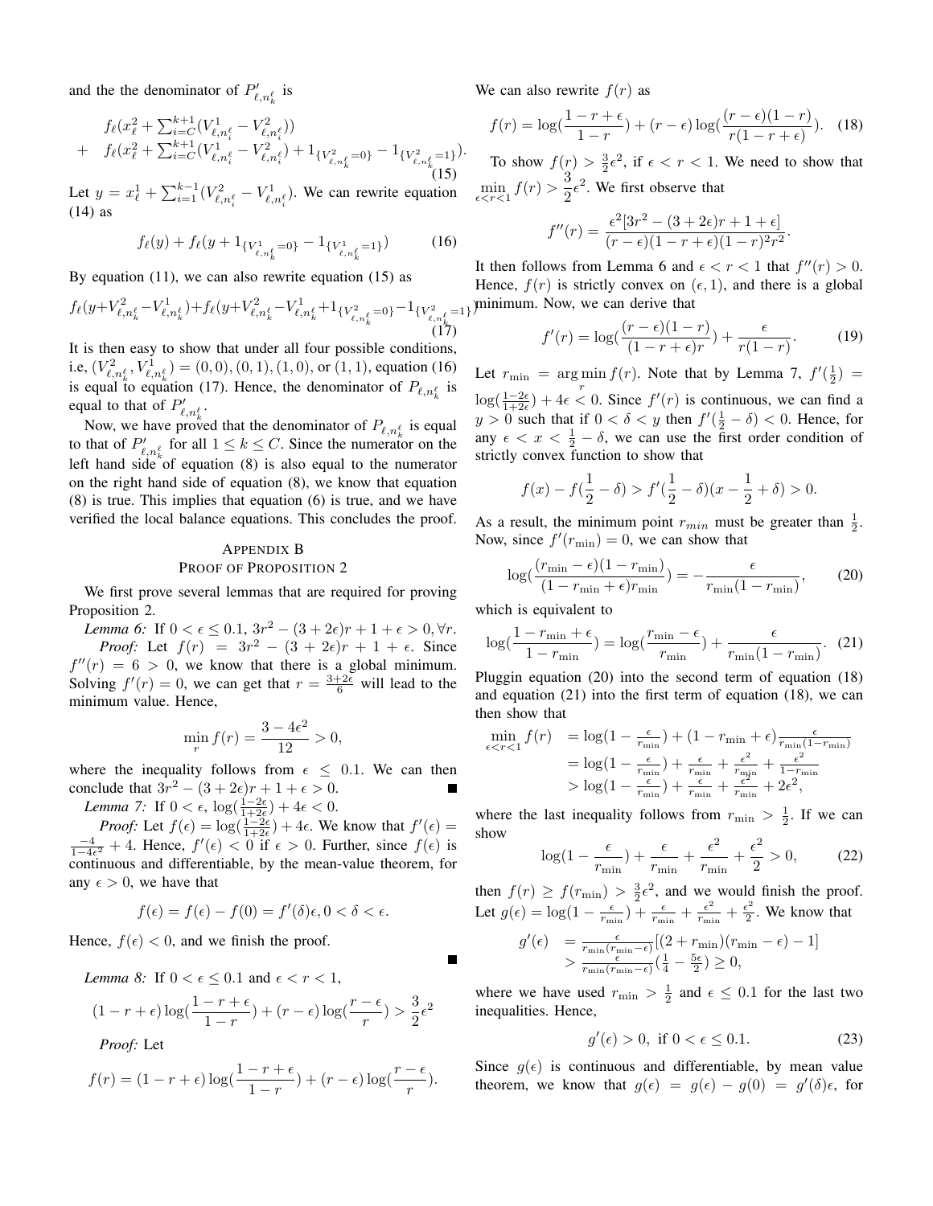and the the denominator of $P'_{\ell,n^\ell_k}$ is

$$
\begin{aligned}
& f_\ell(x^2_\ell + \textstyle\sum_{i=C}^{k+1}(V^1_{\ell,n^\ell_i} - V^2_{\ell,n^\ell_i})) \\
+ \quad & f_\ell(x^2_\ell + \textstyle\sum_{i=C}^{k+1}(V^1_{\ell,n^\ell_i} - V^2_{\ell,n^\ell_i}) + 1_{\{V^2_{\ell,n^\ell_k}=0\}} - 1_{\{V^2_{\ell,n^\ell_k}=1\}}).
\end{aligned} \tag{15}
$$

Let $y = x^1_\ell + \sum_{i=1}^{k-1}(V^2_{\ell,n^\ell_i} - V^1_{\ell,n^\ell_i})$. We can rewrite equation (14) as

$$
f_\ell(y) + f_\ell(y + 1_{\{V^1_{\ell,n^\ell_k}=0\}} - 1_{\{V^1_{\ell,n^\ell_k}=1\}}) \tag{16}
$$

By equation (11), we can also rewrite equation (15) as

$$
f_\ell(y+V^2_{\ell,n^\ell_k}-V^1_{\ell,n^\ell_k})+f_\ell(y+V^2_{\ell,n^\ell_k}-V^1_{\ell,n^\ell_k}+1_{\{V^2_{\ell,n^\ell_k}=0\}}-1_{\{V^2_{\ell,n^\ell_k}=1\}}) \tag{17}
$$

It is then easy to show that under all four possible conditions, i.e, $(V^2_{\ell,n^\ell_k}, V^1_{\ell,n^\ell_k}) = (0,0), (0,1), (1,0)$, or $(1,1)$, equation (16) is equal to equation (17). Hence, the denominator of $P_{\ell,n^\ell_k}$ is equal to that of $P'_{\ell,n^\ell_k}$.

Now, we have proved that the denominator of $P_{\ell,n^\ell_k}$ is equal to that of $P'_{\ell,n^\ell_k}$ for all $1 \le k \le C$. Since the numerator on the left hand side of equation (8) is also equal to the numerator on the right hand side of equation (8), we know that equation (8) is true. This implies that equation (6) is true, and we have verified the local balance equations. This concludes the proof.

## Appendix B
## Proof of Proposition 2

We first prove several lemmas that are required for proving Proposition 2.

*Lemma 6:* If $0 < \epsilon \le 0.1$, $3r^2 - (3+2\epsilon)r + 1 + \epsilon > 0, \forall r$.

*Proof:* Let $f(r) = 3r^2 - (3+2\epsilon)r + 1 + \epsilon$. Since $f''(r) = 6 > 0$, we know that there is a global minimum. Solving $f'(r) = 0$, we can get that $r = \frac{3+2\epsilon}{6}$ will lead to the minimum value. Hence,

$$
\min_r f(r) = \frac{3 - 4\epsilon^2}{12} > 0,
$$

where the inequality follows from $\epsilon \le 0.1$. We can then conclude that $3r^2 - (3+2\epsilon)r + 1 + \epsilon > 0$. ■

*Lemma 7:* If $0 < \epsilon$, $\log(\frac{1-2\epsilon}{1+2\epsilon}) + 4\epsilon < 0$.

*Proof:* Let $f(\epsilon) = \log(\frac{1-2\epsilon}{1+2\epsilon}) + 4\epsilon$. We know that $f'(\epsilon) = \frac{-4}{1-4\epsilon^2} + 4$. Hence, $f'(\epsilon) < 0$ if $\epsilon > 0$. Further, since $f(\epsilon)$ is continuous and differentiable, by the mean-value theorem, for any $\epsilon > 0$, we have that

$$
f(\epsilon) = f(\epsilon) - f(0) = f'(\delta)\epsilon, 0 < \delta < \epsilon.
$$

Hence, $f(\epsilon) < 0$, and we finish the proof. ■

*Lemma 8:* If $0 < \epsilon \le 0.1$ and $\epsilon < r < 1$,

$$
(1 - r + \epsilon)\log(\frac{1-r+\epsilon}{1-r}) + (r-\epsilon)\log(\frac{r-\epsilon}{r}) > \frac{3}{2}\epsilon^2
$$

*Proof:* Let

$$
f(r) = (1 - r + \epsilon)\log(\frac{1-r+\epsilon}{1-r}) + (r-\epsilon)\log(\frac{r-\epsilon}{r}).
$$

We can also rewrite $f(r)$ as

$$
f(r) = \log(\frac{1-r+\epsilon}{1-r}) + (r-\epsilon)\log(\frac{(r-\epsilon)(1-r)}{r(1-r+\epsilon)}). \tag{18}
$$

To show $f(r) > \frac{3}{2}\epsilon^2$, if $\epsilon < r < 1$. We need to show that $\min_{\epsilon<r<1} f(r) > \frac{3}{2}\epsilon^2$. We first observe that

$$
f''(r) = \frac{\epsilon^2[3r^2 - (3+2\epsilon)r + 1 + \epsilon]}{(r-\epsilon)(1-r+\epsilon)(1-r)^2r^2}.
$$

It then follows from Lemma 6 and $\epsilon < r < 1$ that $f''(r) > 0$. Hence, $f(r)$ is strictly convex on $(\epsilon, 1)$, and there is a global minimum. Now, we can derive that

$$
f'(r) = \log(\frac{(r-\epsilon)(1-r)}{(1-r+\epsilon)r}) + \frac{\epsilon}{r(1-r)}. \tag{19}
$$

Let $r_{\min} = \arg\min_r f(r)$. Note that by Lemma 7, $f'(\frac{1}{2}) = \log(\frac{1-2\epsilon}{1+2\epsilon}) + 4\epsilon < 0$. Since $f'(r)$ is continuous, we can find a $y > 0$ such that if $0 < \delta < y$ then $f'(\frac{1}{2} - \delta) < 0$. Hence, for any $\epsilon < x < \frac{1}{2} - \delta$, we can use the first order condition of strictly convex function to show that

$$
f(x) - f(\frac{1}{2} - \delta) > f'(\frac{1}{2} - \delta)(x - \frac{1}{2} + \delta) > 0.
$$

As a result, the minimum point $r_{min}$ must be greater than $\frac{1}{2}$. Now, since $f'(r_{\min}) = 0$, we can show that

$$
\log(\frac{(r_{\min}-\epsilon)(1-r_{\min})}{(1-r_{\min}+\epsilon)r_{\min}}) = -\frac{\epsilon}{r_{\min}(1-r_{\min})}, \tag{20}
$$

which is equivalent to

$$
\log(\frac{1-r_{\min}+\epsilon}{1-r_{\min}}) = \log(\frac{r_{\min}-\epsilon}{r_{\min}}) + \frac{\epsilon}{r_{\min}(1-r_{\min})}. \tag{21}
$$

Pluggin equation (20) into the second term of equation (18) and equation (21) into the first term of equation (18), we can then show that

$$
\begin{aligned}
\min_{\epsilon<r<1} f(r) &= \log(1 - \tfrac{\epsilon}{r_{\min}}) + (1 - r_{\min} + \epsilon)\tfrac{\epsilon}{r_{\min}(1-r_{\min})} \\
&= \log(1 - \tfrac{\epsilon}{r_{\min}}) + \tfrac{\epsilon}{r_{\min}} + \tfrac{\epsilon^2}{r_{\min}} + \tfrac{\epsilon^2}{1-r_{\min}} \\
&> \log(1 - \tfrac{\epsilon}{r_{\min}}) + \tfrac{\epsilon}{r_{\min}} + \tfrac{\epsilon^2}{r_{\min}} + 2\epsilon^2,
\end{aligned}
$$

where the last inequality follows from $r_{\min} > \frac{1}{2}$. If we can show

$$
\log(1 - \frac{\epsilon}{r_{\min}}) + \frac{\epsilon}{r_{\min}} + \frac{\epsilon^2}{r_{\min}} + \frac{\epsilon^2}{2} > 0, \tag{22}
$$

then $f(r) \ge f(r_{\min}) > \frac{3}{2}\epsilon^2$, and we would finish the proof. Let $g(\epsilon) = \log(1 - \frac{\epsilon}{r_{\min}}) + \frac{\epsilon}{r_{\min}} + \frac{\epsilon^2}{r_{\min}} + \frac{\epsilon^2}{2}$. We know that

$$
\begin{aligned}
g'(\epsilon) &= \tfrac{\epsilon}{r_{\min}(r_{\min}-\epsilon)}[(2 + r_{\min})(r_{\min} - \epsilon) - 1] \\
&> \tfrac{\epsilon}{r_{\min}(r_{\min}-\epsilon)}(\tfrac{1}{4} - \tfrac{5\epsilon}{2}) \ge 0,
\end{aligned}
$$

where we have used $r_{\min} > \frac{1}{2}$ and $\epsilon \le 0.1$ for the last two inequalities. Hence,

$$
g'(\epsilon) > 0, \text{ if } 0 < \epsilon \le 0.1. \tag{23}
$$

Since $g(\epsilon)$ is continuous and differentiable, by mean value theorem, we know that $g(\epsilon) = g(\epsilon) - g(0) = g'(\delta)\epsilon$, for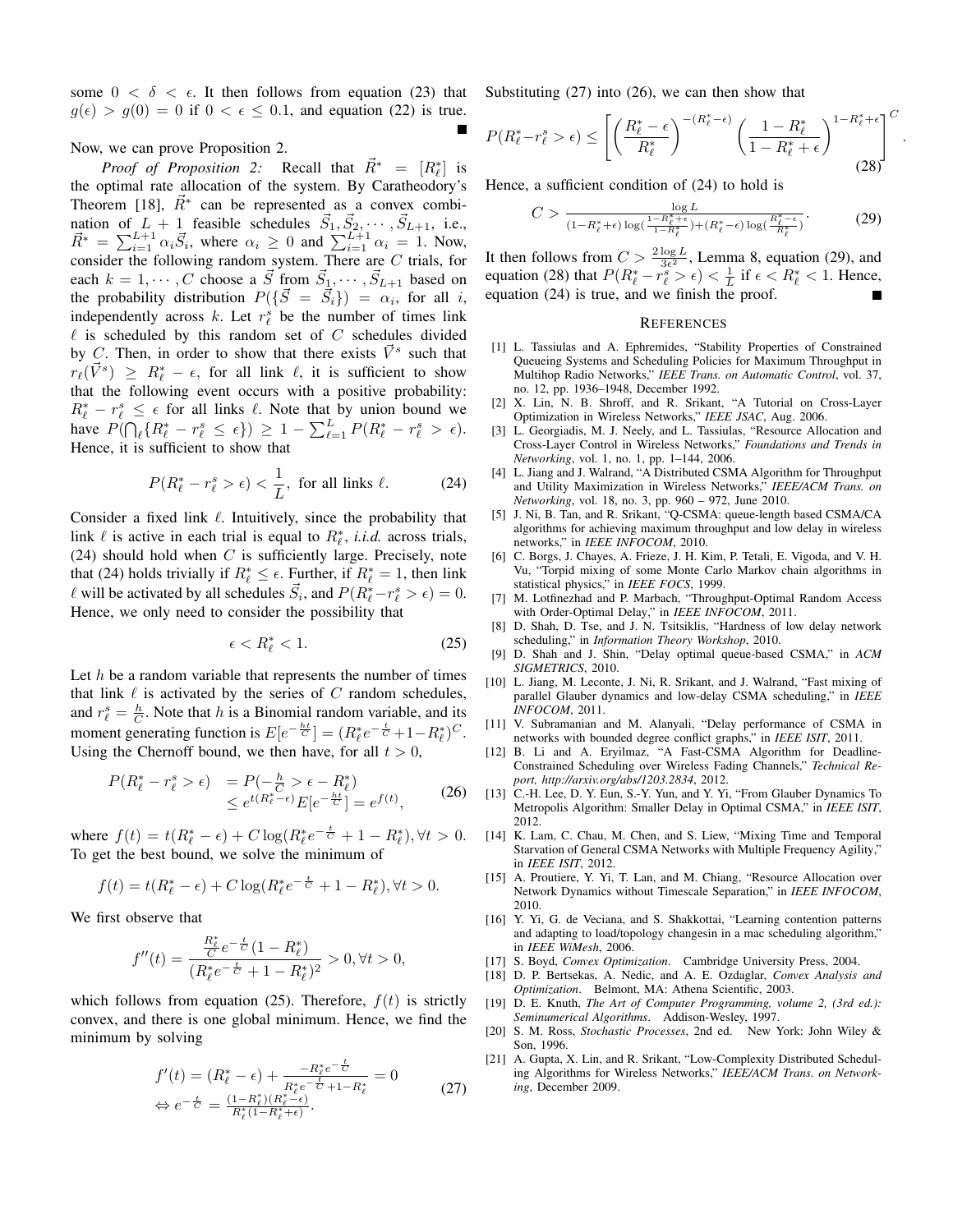some $0 < \delta < \epsilon$. It then follows from equation (23) that $g(\epsilon) > g(0) = 0$ if $0 < \epsilon \le 0.1$, and equation (22) is true. ■

Now, we can prove Proposition 2.

*Proof of Proposition 2:* Recall that $\vec{R}^* = [R^*_\ell]$ is the optimal rate allocation of the system. By Caratheodory's Theorem [18], $\vec{R}^*$ can be represented as a convex combination of $L+1$ feasible schedules $\vec{S}_1, \vec{S}_2, \cdots, \vec{S}_{L+1}$, i.e., $\vec{R}^* = \sum_{i=1}^{L+1} \alpha_i \vec{S}_i$, where $\alpha_i \ge 0$ and $\sum_{i=1}^{L+1} \alpha_i = 1$. Now, consider the following random system. There are $C$ trials, for each $k = 1, \cdots, C$ choose a $\vec{S}$ from $\vec{S}_1, \cdots, \vec{S}_{L+1}$ based on the probability distribution $P(\{\vec{S} = \vec{S}_i\}) = \alpha_i$, for all $i$, independently across $k$. Let $r^s_\ell$ be the number of times link $\ell$ is scheduled by this random set of $C$ schedules divided by $C$. Then, in order to show that there exists $\vec{V}^s$ such that $r_\ell(\vec{V}^s) \ge R^*_\ell - \epsilon$, for all link $\ell$, it is sufficient to show that the following event occurs with a positive probability: $R^*_\ell - r^s_\ell \le \epsilon$ for all links $\ell$. Note that by union bound we have $P(\bigcap_\ell \{R^*_\ell - r^s_\ell \le \epsilon\}) \ge 1 - \sum_{\ell=1}^{L} P(R^*_\ell - r^s_\ell > \epsilon)$. Hence, it is sufficient to show that

$$P(R^*_\ell - r^s_\ell > \epsilon) < \frac{1}{L}, \text{ for all links } \ell. \tag{24}$$

Consider a fixed link $\ell$. Intuitively, since the probability that link $\ell$ is active in each trial is equal to $R^*_\ell$, *i.i.d.* across trials, (24) should hold when $C$ is sufficiently large. Precisely, note that (24) holds trivially if $R^*_\ell \le \epsilon$. Further, if $R^*_\ell = 1$, then link $\ell$ will be activated by all schedules $\vec{S}_i$, and $P(R^*_\ell - r^s_\ell > \epsilon) = 0$. Hence, we only need to consider the possibility that

$$\epsilon < R^*_\ell < 1. \tag{25}$$

Let $h$ be a random variable that represents the number of times that link $\ell$ is activated by the series of $C$ random schedules, and $r^s_\ell = \frac{h}{C}$. Note that $h$ is a Binomial random variable, and its moment generating function is $E[e^{-\frac{ht}{C}}] = (R^*_\ell e^{-\frac{t}{C}} + 1 - R^*_\ell)^C$. Using the Chernoff bound, we then have, for all $t > 0$,

$$\begin{aligned} P(R^*_\ell - r^s_\ell > \epsilon) &= P(-\tfrac{h}{C} > \epsilon - R^*_\ell) \\ &\le e^{t(R^*_\ell - \epsilon)} E[e^{-\frac{ht}{C}}] = e^{f(t)}, \end{aligned} \tag{26}$$

where $f(t) = t(R^*_\ell - \epsilon) + C\log(R^*_\ell e^{-\frac{t}{C}} + 1 - R^*_\ell), \forall t > 0$. To get the best bound, we solve the minimum of

$$f(t) = t(R^*_\ell - \epsilon) + C\log(R^*_\ell e^{-\frac{t}{C}} + 1 - R^*_\ell), \forall t > 0.$$

We first observe that

$$f''(t) = \frac{\frac{R^*_\ell}{C} e^{-\frac{t}{C}}(1 - R^*_\ell)}{(R^*_\ell e^{-\frac{t}{C}} + 1 - R^*_\ell)^2} > 0, \forall t > 0,$$

which follows from equation (25). Therefore, $f(t)$ is strictly convex, and there is one global minimum. Hence, we find the minimum by solving

$$\begin{aligned} & f'(t) = (R^*_\ell - \epsilon) + \frac{-R^*_\ell e^{-\frac{t}{C}}}{R^*_\ell e^{-\frac{t}{C}} + 1 - R^*_\ell} = 0 \\ \Leftrightarrow\ & e^{-\frac{t}{C}} = \frac{(1 - R^*_\ell)(R^*_\ell - \epsilon)}{R^*_\ell (1 - R^*_\ell + \epsilon)}. \end{aligned} \tag{27}$$

Substituting (27) into (26), we can then show that

$$P(R^*_\ell - r^s_\ell > \epsilon) \le \left[ \left( \frac{R^*_\ell - \epsilon}{R^*_\ell} \right)^{-(R^*_\ell - \epsilon)} \left( \frac{1 - R^*_\ell}{1 - R^*_\ell + \epsilon} \right)^{1 - R^*_\ell + \epsilon} \right]^C. \tag{28}$$

Hence, a sufficient condition of (24) to hold is

$$C > \frac{\log L}{(1 - R^*_\ell + \epsilon)\log(\frac{1 - R^*_\ell + \epsilon}{1 - R^*_\ell}) + (R^*_\ell - \epsilon)\log(\frac{R^*_\ell - \epsilon}{R^*_\ell})}. \tag{29}$$

It then follows from $C > \frac{2\log L}{3\epsilon^2}$, Lemma 8, equation (29), and equation (28) that $P(R^*_\ell - r^s_\ell > \epsilon) < \frac{1}{L}$ if $\epsilon < R^*_\ell < 1$. Hence, equation (24) is true, and we finish the proof. ■

## REFERENCES

[1] L. Tassiulas and A. Ephremides, "Stability Properties of Constrained Queueing Systems and Scheduling Policies for Maximum Throughput in Multihop Radio Networks," *IEEE Trans. on Automatic Control*, vol. 37, no. 12, pp. 1936–1948, December 1992.

[2] X. Lin, N. B. Shroff, and R. Srikant, "A Tutorial on Cross-Layer Optimization in Wireless Networks," *IEEE JSAC*, Aug. 2006.

[3] L. Georgiadis, M. J. Neely, and L. Tassiulas, "Resource Allocation and Cross-Layer Control in Wireless Networks," *Foundations and Trends in Networking*, vol. 1, no. 1, pp. 1–144, 2006.

[4] L. Jiang and J. Walrand, "A Distributed CSMA Algorithm for Throughput and Utility Maximization in Wireless Networks," *IEEE/ACM Trans. on Networking*, vol. 18, no. 3, pp. 960 – 972, June 2010.

[5] J. Ni, B. Tan, and R. Srikant, "Q-CSMA: queue-length based CSMA/CA algorithms for achieving maximum throughput and low delay in wireless networks," in *IEEE INFOCOM*, 2010.

[6] C. Borgs, J. Chayes, A. Frieze, J. H. Kim, P. Tetali, E. Vigoda, and V. H. Vu, "Torpid mixing of some Monte Carlo Markov chain algorithms in statistical physics," in *IEEE FOCS*, 1999.

[7] M. Lotfinezhad and P. Marbach, "Throughput-Optimal Random Access with Order-Optimal Delay," in *IEEE INFOCOM*, 2011.

[8] D. Shah, D. Tse, and J. N. Tsitsiklis, "Hardness of low delay network scheduling," in *Information Theory Workshop*, 2010.

[9] D. Shah and J. Shin, "Delay optimal queue-based CSMA," in *ACM SIGMETRICS*, 2010.

[10] L. Jiang, M. Leconte, J. Ni, R. Srikant, and J. Walrand, "Fast mixing of parallel Glauber dynamics and low-delay CSMA scheduling," in *IEEE INFOCOM*, 2011.

[11] V. Subramanian and M. Alanyali, "Delay performance of CSMA in networks with bounded degree conflict graphs," in *IEEE ISIT*, 2011.

[12] B. Li and A. Eryilmaz, "A Fast-CSMA Algorithm for Deadline-Constrained Scheduling over Wireless Fading Channels," *Technical Report, http://arxiv.org/abs/1203.2834*, 2012.

[13] C.-H. Lee, D. Y. Eun, S.-Y. Yun, and Y. Yi, "From Glauber Dynamics To Metropolis Algorithm: Smaller Delay in Optimal CSMA," in *IEEE ISIT*, 2012.

[14] K. Lam, C. Chau, M. Chen, and S. Liew, "Mixing Time and Temporal Starvation of General CSMA Networks with Multiple Frequency Agility," in *IEEE ISIT*, 2012.

[15] A. Proutiere, Y. Yi, T. Lan, and M. Chiang, "Resource Allocation over Network Dynamics without Timescale Separation," in *IEEE INFOCOM*, 2010.

[16] Y. Yi, G. de Veciana, and S. Shakkottai, "Learning contention patterns and adapting to load/topology changesin in a mac scheduling algorithm," in *IEEE WiMesh*, 2006.

[17] S. Boyd, *Convex Optimization*. Cambridge University Press, 2004.

[18] D. P. Bertsekas, A. Nedic, and A. E. Ozdaglar, *Convex Analysis and Optimization*. Belmont, MA: Athena Scientific, 2003.

[19] D. E. Knuth, *The Art of Computer Programming, volume 2, (3rd ed.): Seminumerical Algorithms*. Addison-Wesley, 1997.

[20] S. M. Ross, *Stochastic Processes*, 2nd ed. New York: John Wiley & Son, 1996.

[21] A. Gupta, X. Lin, and R. Srikant, "Low-Complexity Distributed Scheduling Algorithms for Wireless Networks," *IEEE/ACM Trans. on Networking*, December 2009.